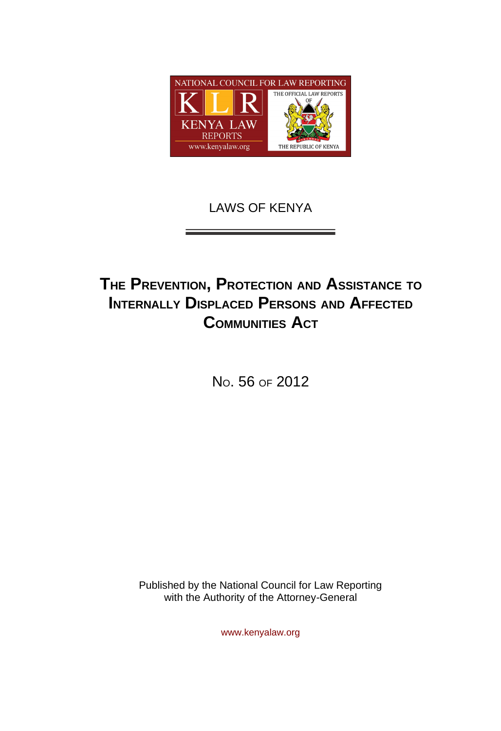NATIONAL COUNCIL FOR LAW REPORTING

KLR

KENYA LAW REPORTS

www.kenyalaw.org

THE OFFICIAL LAW REPORTS OF THE REPUBLIC OF KENYA

LAWS OF KENYA

# THE PREVENTION, PROTECTION AND ASSISTANCE TO INTERNALLY DISPLACED PERSONS AND AFFECTED COMMUNITIES ACT

NO. 56 OF 2012

Published by the National Council for Law Reporting
with the Authority of the Attorney-General

www.kenyalaw.org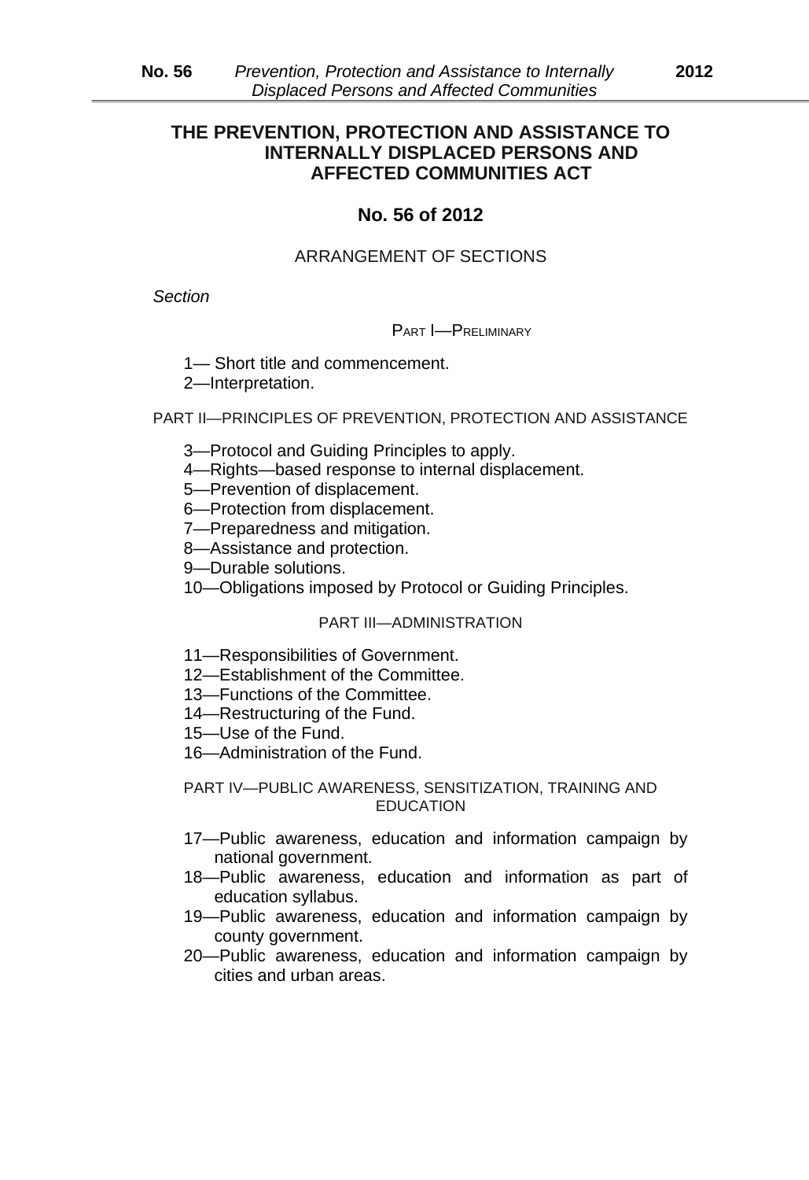# THE PREVENTION, PROTECTION AND ASSISTANCE TO INTERNALLY DISPLACED PERSONS AND AFFECTED COMMUNITIES ACT

## No. 56 of 2012

ARRANGEMENT OF SECTIONS

*Section*

PART I—PRELIMINARY

1— Short title and commencement.
2—Interpretation.

PART II—PRINCIPLES OF PREVENTION, PROTECTION AND ASSISTANCE

3—Protocol and Guiding Principles to apply.
4—Rights—based response to internal displacement.
5—Prevention of displacement.
6—Protection from displacement.
7—Preparedness and mitigation.
8—Assistance and protection.
9—Durable solutions.
10—Obligations imposed by Protocol or Guiding Principles.

PART III—ADMINISTRATION

11—Responsibilities of Government.
12—Establishment of the Committee.
13—Functions of the Committee.
14—Restructuring of the Fund.
15—Use of the Fund.
16—Administration of the Fund.

PART IV—PUBLIC AWARENESS, SENSITIZATION, TRAINING AND EDUCATION

17—Public awareness, education and information campaign by national government.
18—Public awareness, education and information as part of education syllabus.
19—Public awareness, education and information campaign by county government.
20—Public awareness, education and information campaign by cities and urban areas.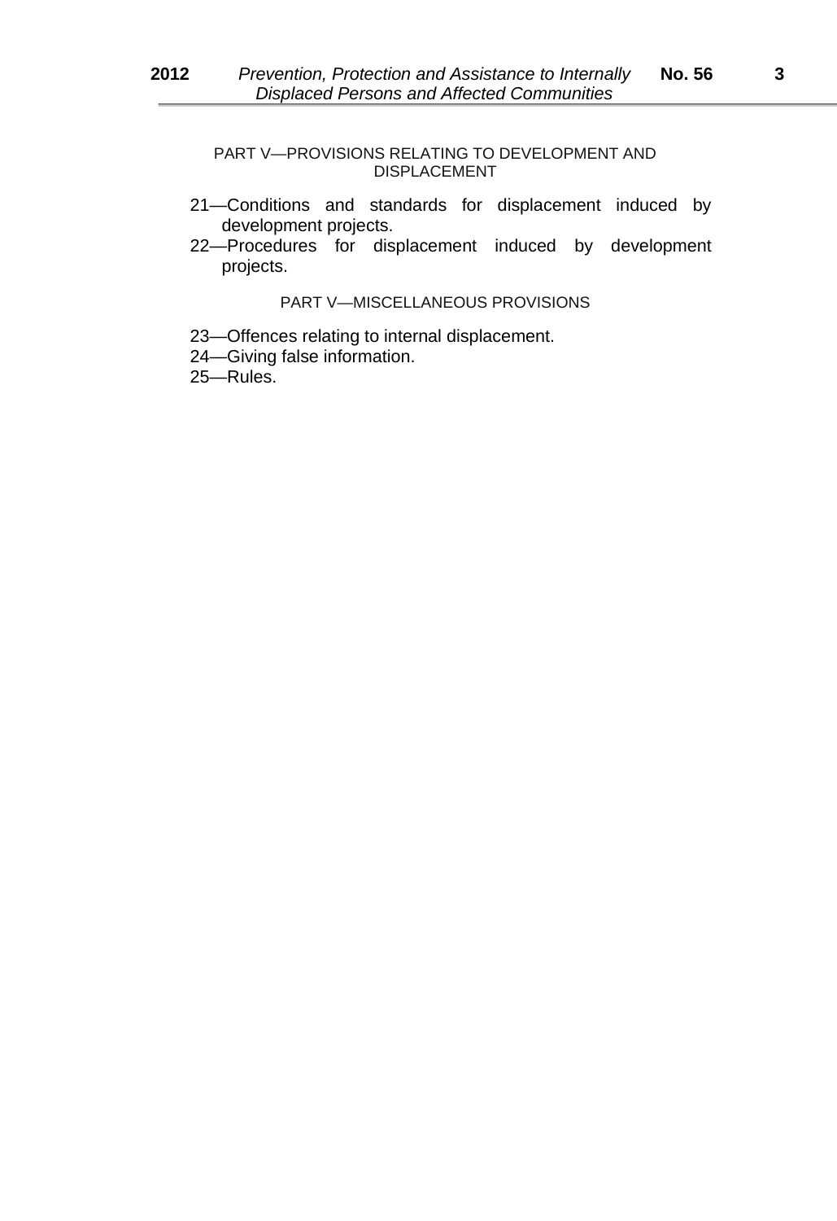PART V—PROVISIONS RELATING TO DEVELOPMENT AND DISPLACEMENT

21—Conditions and standards for displacement induced by development projects.

22—Procedures for displacement induced by development projects.

PART V—MISCELLANEOUS PROVISIONS

23—Offences relating to internal displacement.

24—Giving false information.

25—Rules.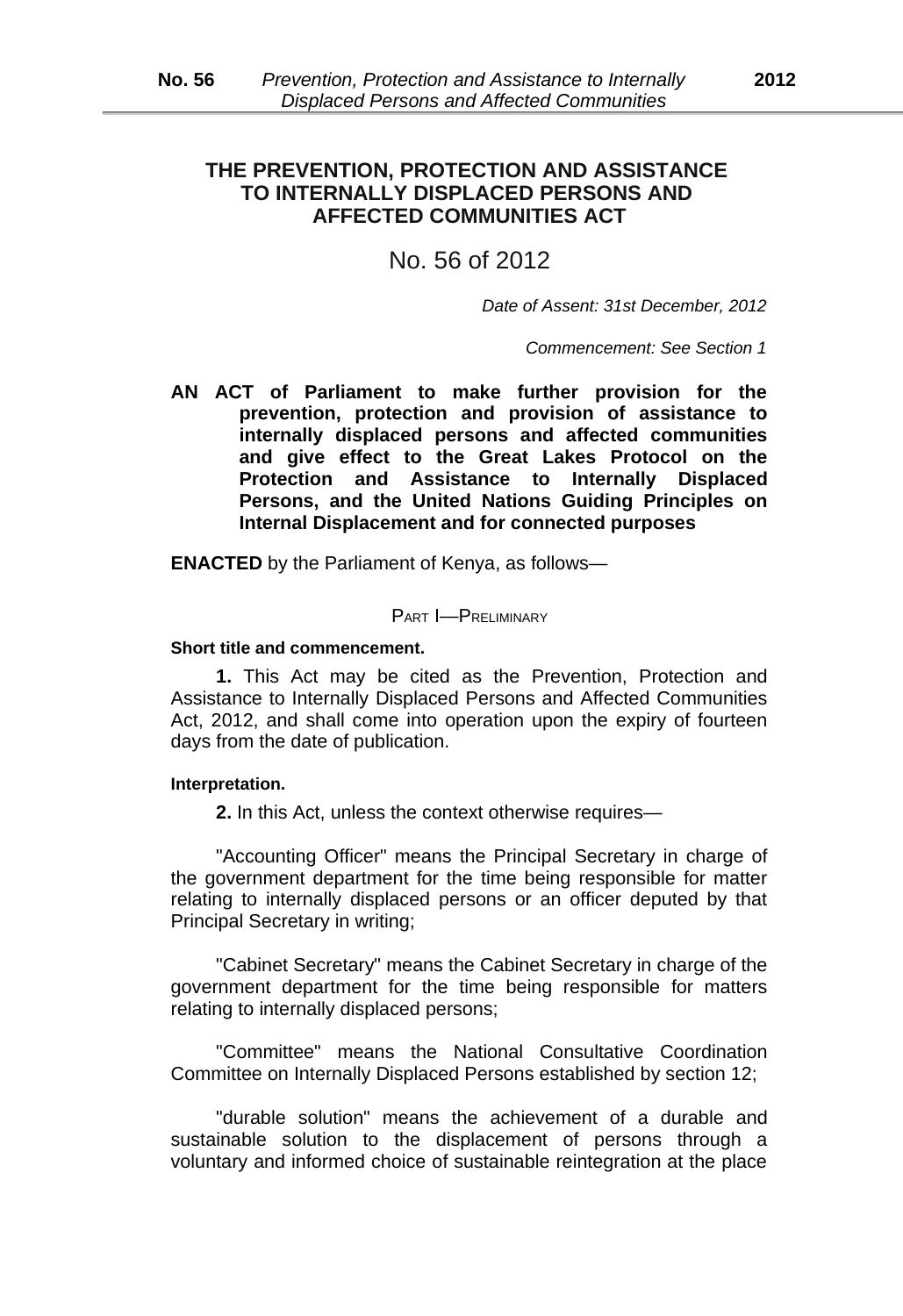# THE PREVENTION, PROTECTION AND ASSISTANCE TO INTERNALLY DISPLACED PERSONS AND AFFECTED COMMUNITIES ACT

No. 56 of 2012

*Date of Assent: 31st December, 2012*

*Commencement: See Section 1*

**AN ACT of Parliament to make further provision for the prevention, protection and provision of assistance to internally displaced persons and affected communities and give effect to the Great Lakes Protocol on the Protection and Assistance to Internally Displaced Persons, and the United Nations Guiding Principles on Internal Displacement and for connected purposes**

**ENACTED** by the Parliament of Kenya, as follows—

## PART I—PRELIMINARY

**Short title and commencement.**

**1.** This Act may be cited as the Prevention, Protection and Assistance to Internally Displaced Persons and Affected Communities Act, 2012, and shall come into operation upon the expiry of fourteen days from the date of publication.

**Interpretation.**

**2.** In this Act, unless the context otherwise requires—

"Accounting Officer" means the Principal Secretary in charge of the government department for the time being responsible for matter relating to internally displaced persons or an officer deputed by that Principal Secretary in writing;

"Cabinet Secretary" means the Cabinet Secretary in charge of the government department for the time being responsible for matters relating to internally displaced persons;

"Committee" means the National Consultative Coordination Committee on Internally Displaced Persons established by section 12;

"durable solution" means the achievement of a durable and sustainable solution to the displacement of persons through a voluntary and informed choice of sustainable reintegration at the place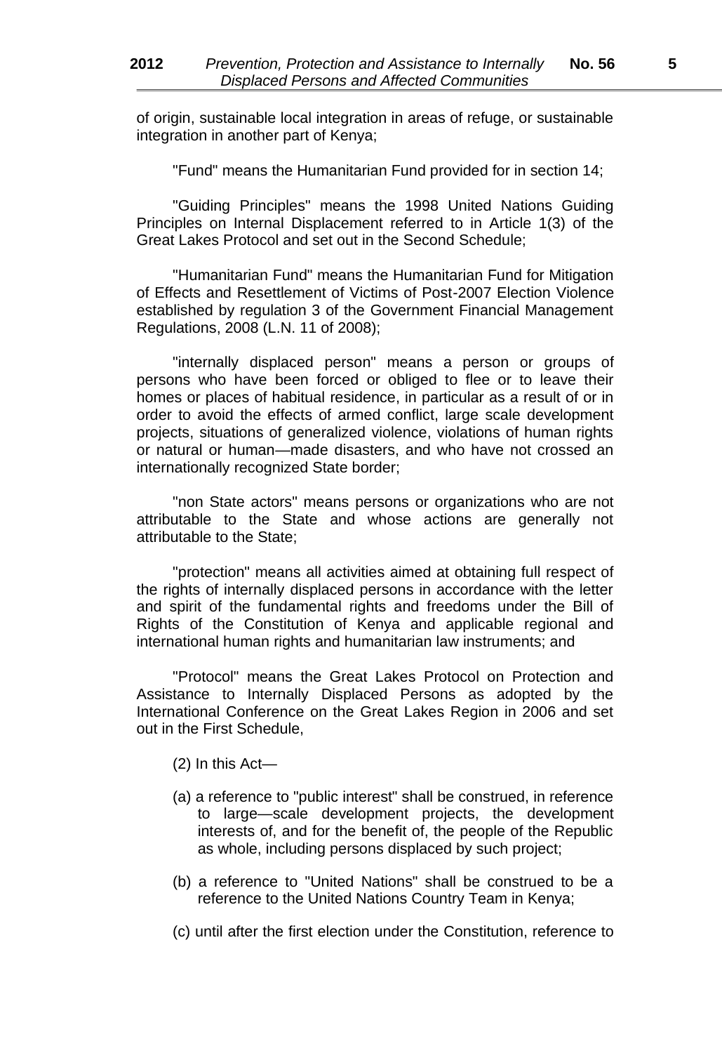of origin, sustainable local integration in areas of refuge, or sustainable integration in another part of Kenya;

"Fund" means the Humanitarian Fund provided for in section 14;

"Guiding Principles" means the 1998 United Nations Guiding Principles on Internal Displacement referred to in Article 1(3) of the Great Lakes Protocol and set out in the Second Schedule;

"Humanitarian Fund" means the Humanitarian Fund for Mitigation of Effects and Resettlement of Victims of Post-2007 Election Violence established by regulation 3 of the Government Financial Management Regulations, 2008 (L.N. 11 of 2008);

"internally displaced person" means a person or groups of persons who have been forced or obliged to flee or to leave their homes or places of habitual residence, in particular as a result of or in order to avoid the effects of armed conflict, large scale development projects, situations of generalized violence, violations of human rights or natural or human—made disasters, and who have not crossed an internationally recognized State border;

"non State actors" means persons or organizations who are not attributable to the State and whose actions are generally not attributable to the State;

"protection" means all activities aimed at obtaining full respect of the rights of internally displaced persons in accordance with the letter and spirit of the fundamental rights and freedoms under the Bill of Rights of the Constitution of Kenya and applicable regional and international human rights and humanitarian law instruments; and

"Protocol" means the Great Lakes Protocol on Protection and Assistance to Internally Displaced Persons as adopted by the International Conference on the Great Lakes Region in 2006 and set out in the First Schedule,

(2) In this Act—

(a) a reference to "public interest" shall be construed, in reference to large—scale development projects, the development interests of, and for the benefit of, the people of the Republic as whole, including persons displaced by such project;

(b) a reference to "United Nations" shall be construed to be a reference to the United Nations Country Team in Kenya;

(c) until after the first election under the Constitution, reference to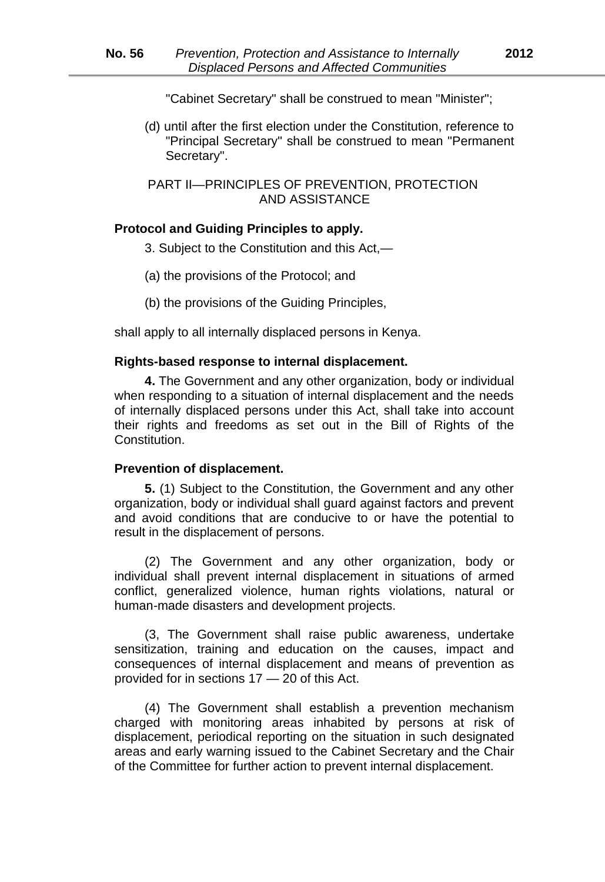"Cabinet Secretary" shall be construed to mean "Minister";

(d) until after the first election under the Constitution, reference to "Principal Secretary" shall be construed to mean "Permanent Secretary".

## PART II—PRINCIPLES OF PREVENTION, PROTECTION AND ASSISTANCE

**Protocol and Guiding Principles to apply.**

3. Subject to the Constitution and this Act,—

(a) the provisions of the Protocol; and

(b) the provisions of the Guiding Principles,

shall apply to all internally displaced persons in Kenya.

**Rights-based response to internal displacement.**

**4.** The Government and any other organization, body or individual when responding to a situation of internal displacement and the needs of internally displaced persons under this Act, shall take into account their rights and freedoms as set out in the Bill of Rights of the Constitution.

**Prevention of displacement.**

**5.** (1) Subject to the Constitution, the Government and any other organization, body or individual shall guard against factors and prevent and avoid conditions that are conducive to or have the potential to result in the displacement of persons.

(2) The Government and any other organization, body or individual shall prevent internal displacement in situations of armed conflict, generalized violence, human rights violations, natural or human-made disasters and development projects.

(3, The Government shall raise public awareness, undertake sensitization, training and education on the causes, impact and consequences of internal displacement and means of prevention as provided for in sections 17 — 20 of this Act.

(4) The Government shall establish a prevention mechanism charged with monitoring areas inhabited by persons at risk of displacement, periodical reporting on the situation in such designated areas and early warning issued to the Cabinet Secretary and the Chair of the Committee for further action to prevent internal displacement.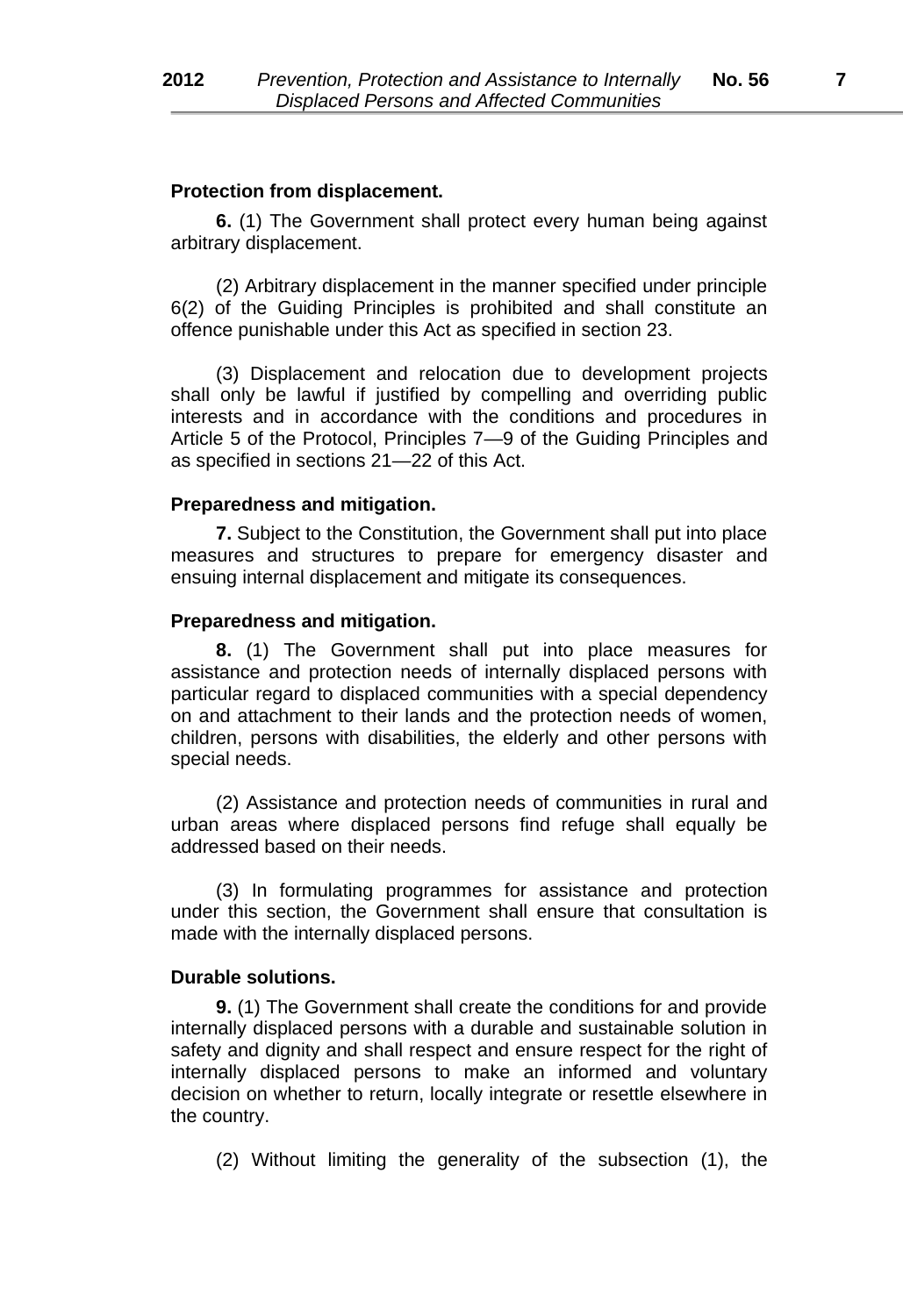**Protection from displacement.**

**6.** (1) The Government shall protect every human being against arbitrary displacement.

(2) Arbitrary displacement in the manner specified under principle 6(2) of the Guiding Principles is prohibited and shall constitute an offence punishable under this Act as specified in section 23.

(3) Displacement and relocation due to development projects shall only be lawful if justified by compelling and overriding public interests and in accordance with the conditions and procedures in Article 5 of the Protocol, Principles 7—9 of the Guiding Principles and as specified in sections 21—22 of this Act.

**Preparedness and mitigation.**

**7.** Subject to the Constitution, the Government shall put into place measures and structures to prepare for emergency disaster and ensuing internal displacement and mitigate its consequences.

**Preparedness and mitigation.**

**8.** (1) The Government shall put into place measures for assistance and protection needs of internally displaced persons with particular regard to displaced communities with a special dependency on and attachment to their lands and the protection needs of women, children, persons with disabilities, the elderly and other persons with special needs.

(2) Assistance and protection needs of communities in rural and urban areas where displaced persons find refuge shall equally be addressed based on their needs.

(3) In formulating programmes for assistance and protection under this section, the Government shall ensure that consultation is made with the internally displaced persons.

**Durable solutions.**

**9.** (1) The Government shall create the conditions for and provide internally displaced persons with a durable and sustainable solution in safety and dignity and shall respect and ensure respect for the right of internally displaced persons to make an informed and voluntary decision on whether to return, locally integrate or resettle elsewhere in the country.

(2) Without limiting the generality of the subsection (1), the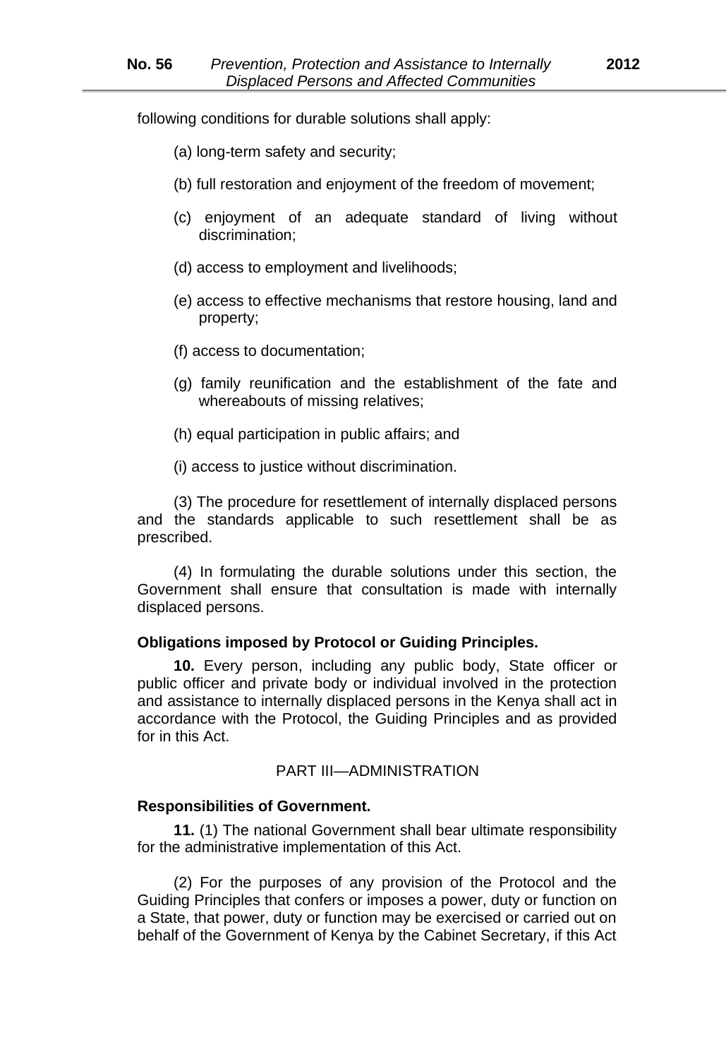following conditions for durable solutions shall apply:

(a) long-term safety and security;

(b) full restoration and enjoyment of the freedom of movement;

(c) enjoyment of an adequate standard of living without discrimination;

(d) access to employment and livelihoods;

(e) access to effective mechanisms that restore housing, land and property;

(f) access to documentation;

(g) family reunification and the establishment of the fate and whereabouts of missing relatives;

(h) equal participation in public affairs; and

(i) access to justice without discrimination.

(3) The procedure for resettlement of internally displaced persons and the standards applicable to such resettlement shall be as prescribed.

(4) In formulating the durable solutions under this section, the Government shall ensure that consultation is made with internally displaced persons.

**Obligations imposed by Protocol or Guiding Principles.**

**10.** Every person, including any public body, State officer or public officer and private body or individual involved in the protection and assistance to internally displaced persons in the Kenya shall act in accordance with the Protocol, the Guiding Principles and as provided for in this Act.

PART III—ADMINISTRATION

**Responsibilities of Government.**

**11.** (1) The national Government shall bear ultimate responsibility for the administrative implementation of this Act.

(2) For the purposes of any provision of the Protocol and the Guiding Principles that confers or imposes a power, duty or function on a State, that power, duty or function may be exercised or carried out on behalf of the Government of Kenya by the Cabinet Secretary, if this Act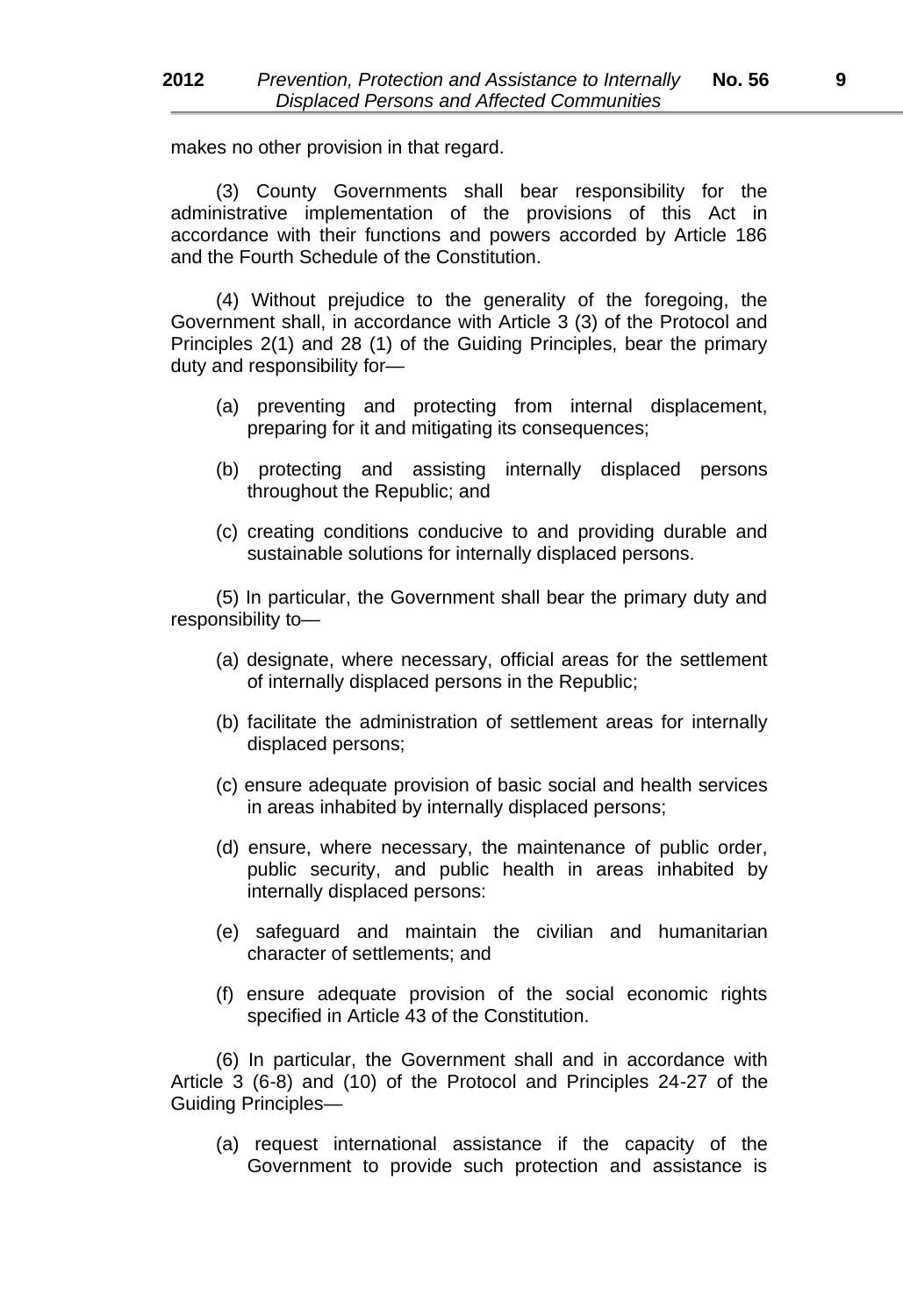makes no other provision in that regard.

(3) County Governments shall bear responsibility for the administrative implementation of the provisions of this Act in accordance with their functions and powers accorded by Article 186 and the Fourth Schedule of the Constitution.

(4) Without prejudice to the generality of the foregoing, the Government shall, in accordance with Article 3 (3) of the Protocol and Principles 2(1) and 28 (1) of the Guiding Principles, bear the primary duty and responsibility for—

(a) preventing and protecting from internal displacement, preparing for it and mitigating its consequences;

(b) protecting and assisting internally displaced persons throughout the Republic; and

(c) creating conditions conducive to and providing durable and sustainable solutions for internally displaced persons.

(5) In particular, the Government shall bear the primary duty and responsibility to—

(a) designate, where necessary, official areas for the settlement of internally displaced persons in the Republic;

(b) facilitate the administration of settlement areas for internally displaced persons;

(c) ensure adequate provision of basic social and health services in areas inhabited by internally displaced persons;

(d) ensure, where necessary, the maintenance of public order, public security, and public health in areas inhabited by internally displaced persons:

(e) safeguard and maintain the civilian and humanitarian character of settlements; and

(f) ensure adequate provision of the social economic rights specified in Article 43 of the Constitution.

(6) In particular, the Government shall and in accordance with Article 3 (6-8) and (10) of the Protocol and Principles 24-27 of the Guiding Principles—

(a) request international assistance if the capacity of the Government to provide such protection and assistance is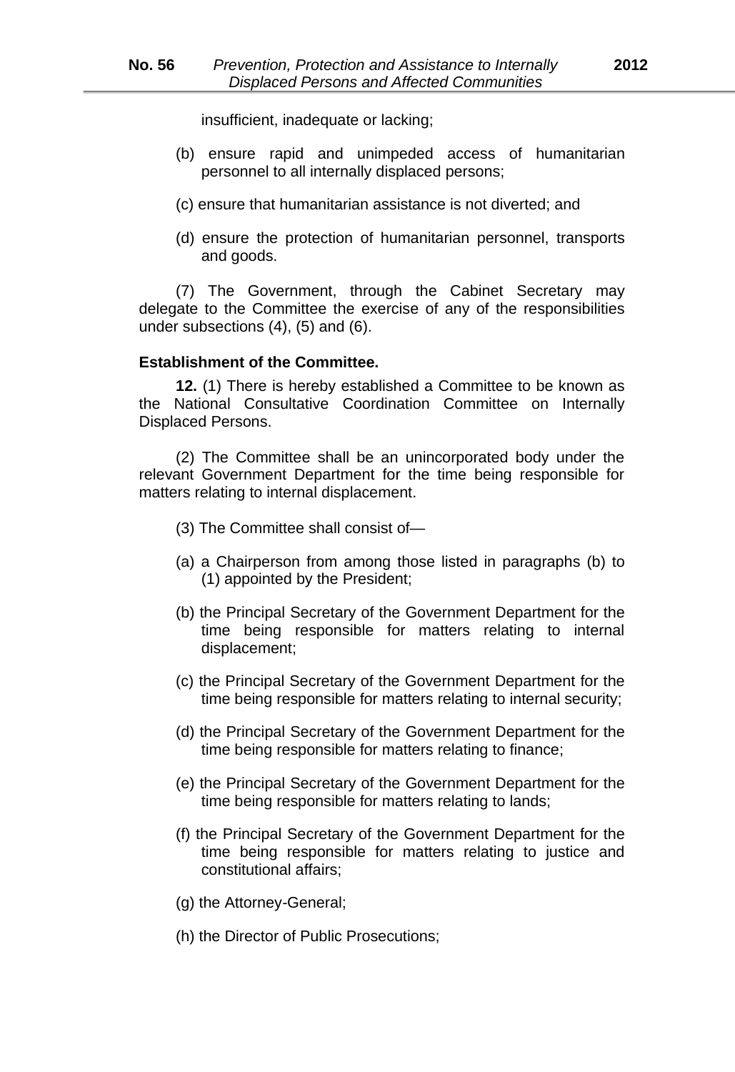insufficient, inadequate or lacking;

(b) ensure rapid and unimpeded access of humanitarian personnel to all internally displaced persons;

(c) ensure that humanitarian assistance is not diverted; and

(d) ensure the protection of humanitarian personnel, transports and goods.

(7) The Government, through the Cabinet Secretary may delegate to the Committee the exercise of any of the responsibilities under subsections (4), (5) and (6).

**Establishment of the Committee.**

**12.** (1) There is hereby established a Committee to be known as the National Consultative Coordination Committee on Internally Displaced Persons.

(2) The Committee shall be an unincorporated body under the relevant Government Department for the time being responsible for matters relating to internal displacement.

(3) The Committee shall consist of—

(a) a Chairperson from among those listed in paragraphs (b) to (1) appointed by the President;

(b) the Principal Secretary of the Government Department for the time being responsible for matters relating to internal displacement;

(c) the Principal Secretary of the Government Department for the time being responsible for matters relating to internal security;

(d) the Principal Secretary of the Government Department for the time being responsible for matters relating to finance;

(e) the Principal Secretary of the Government Department for the time being responsible for matters relating to lands;

(f) the Principal Secretary of the Government Department for the time being responsible for matters relating to justice and constitutional affairs;

(g) the Attorney-General;

(h) the Director of Public Prosecutions;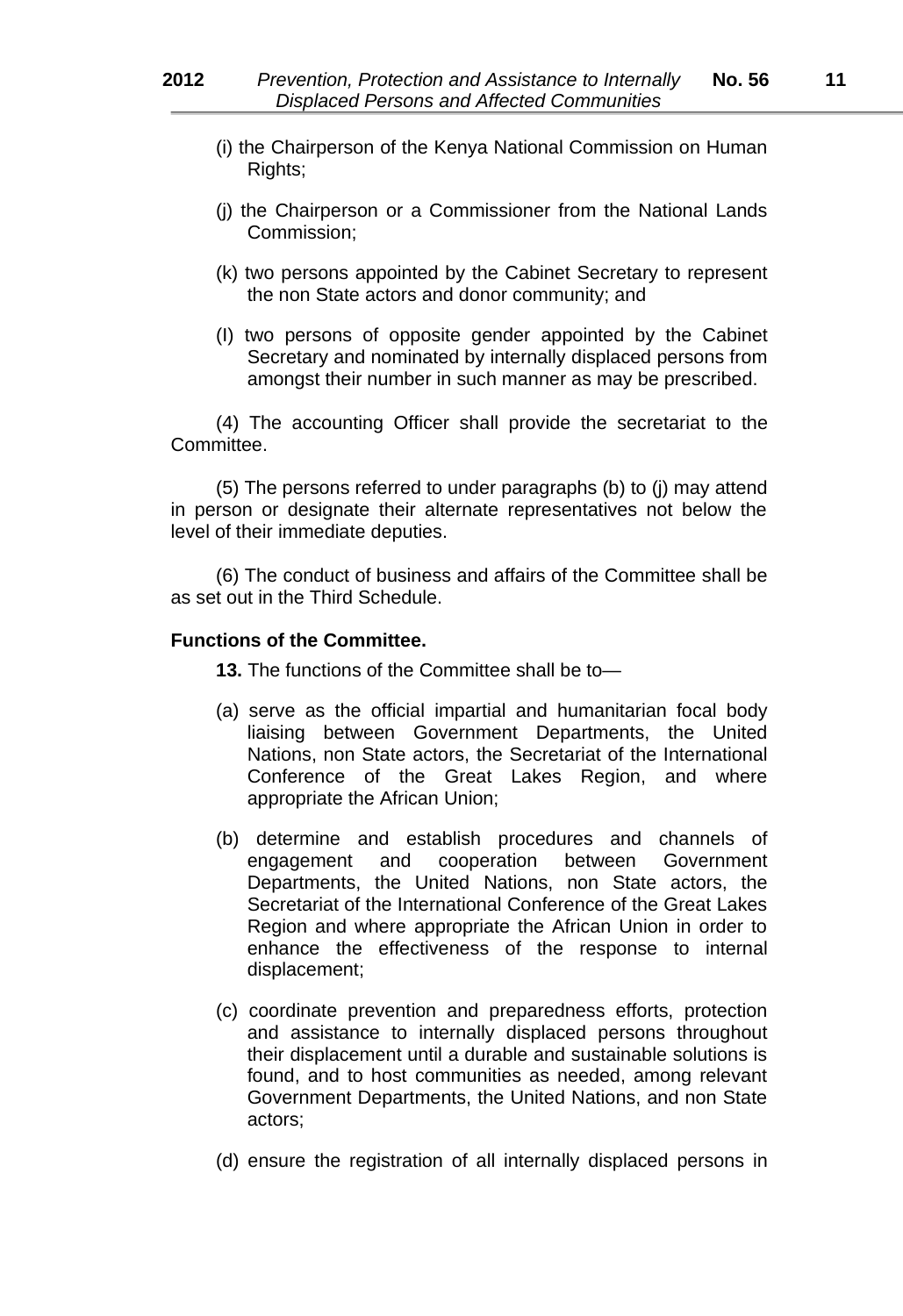(i) the Chairperson of the Kenya National Commission on Human Rights;

(j) the Chairperson or a Commissioner from the National Lands Commission;

(k) two persons appointed by the Cabinet Secretary to represent the non State actors and donor community; and

(I) two persons of opposite gender appointed by the Cabinet Secretary and nominated by internally displaced persons from amongst their number in such manner as may be prescribed.

(4) The accounting Officer shall provide the secretariat to the Committee.

(5) The persons referred to under paragraphs (b) to (j) may attend in person or designate their alternate representatives not below the level of their immediate deputies.

(6) The conduct of business and affairs of the Committee shall be as set out in the Third Schedule.

**Functions of the Committee.**

**13.** The functions of the Committee shall be to—

(a) serve as the official impartial and humanitarian focal body liaising between Government Departments, the United Nations, non State actors, the Secretariat of the International Conference of the Great Lakes Region, and where appropriate the African Union;

(b) determine and establish procedures and channels of engagement and cooperation between Government Departments, the United Nations, non State actors, the Secretariat of the International Conference of the Great Lakes Region and where appropriate the African Union in order to enhance the effectiveness of the response to internal displacement;

(c) coordinate prevention and preparedness efforts, protection and assistance to internally displaced persons throughout their displacement until a durable and sustainable solutions is found, and to host communities as needed, among relevant Government Departments, the United Nations, and non State actors;

(d) ensure the registration of all internally displaced persons in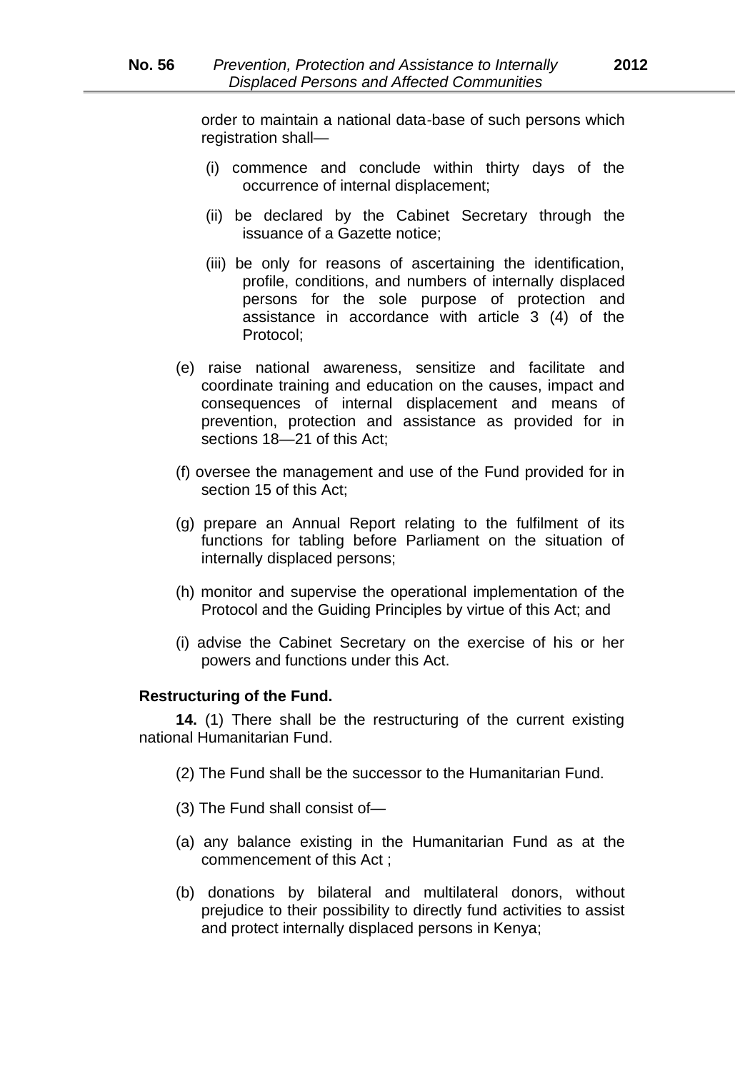order to maintain a national data-base of such persons which registration shall—

(i) commence and conclude within thirty days of the occurrence of internal displacement;

(ii) be declared by the Cabinet Secretary through the issuance of a Gazette notice;

(iii) be only for reasons of ascertaining the identification, profile, conditions, and numbers of internally displaced persons for the sole purpose of protection and assistance in accordance with article 3 (4) of the Protocol;

(e) raise national awareness, sensitize and facilitate and coordinate training and education on the causes, impact and consequences of internal displacement and means of prevention, protection and assistance as provided for in sections 18—21 of this Act;

(f) oversee the management and use of the Fund provided for in section 15 of this Act;

(g) prepare an Annual Report relating to the fulfilment of its functions for tabling before Parliament on the situation of internally displaced persons;

(h) monitor and supervise the operational implementation of the Protocol and the Guiding Principles by virtue of this Act; and

(i) advise the Cabinet Secretary on the exercise of his or her powers and functions under this Act.

**Restructuring of the Fund.**

**14.** (1) There shall be the restructuring of the current existing national Humanitarian Fund.

(2) The Fund shall be the successor to the Humanitarian Fund.

(3) The Fund shall consist of—

(a) any balance existing in the Humanitarian Fund as at the commencement of this Act ;

(b) donations by bilateral and multilateral donors, without prejudice to their possibility to directly fund activities to assist and protect internally displaced persons in Kenya;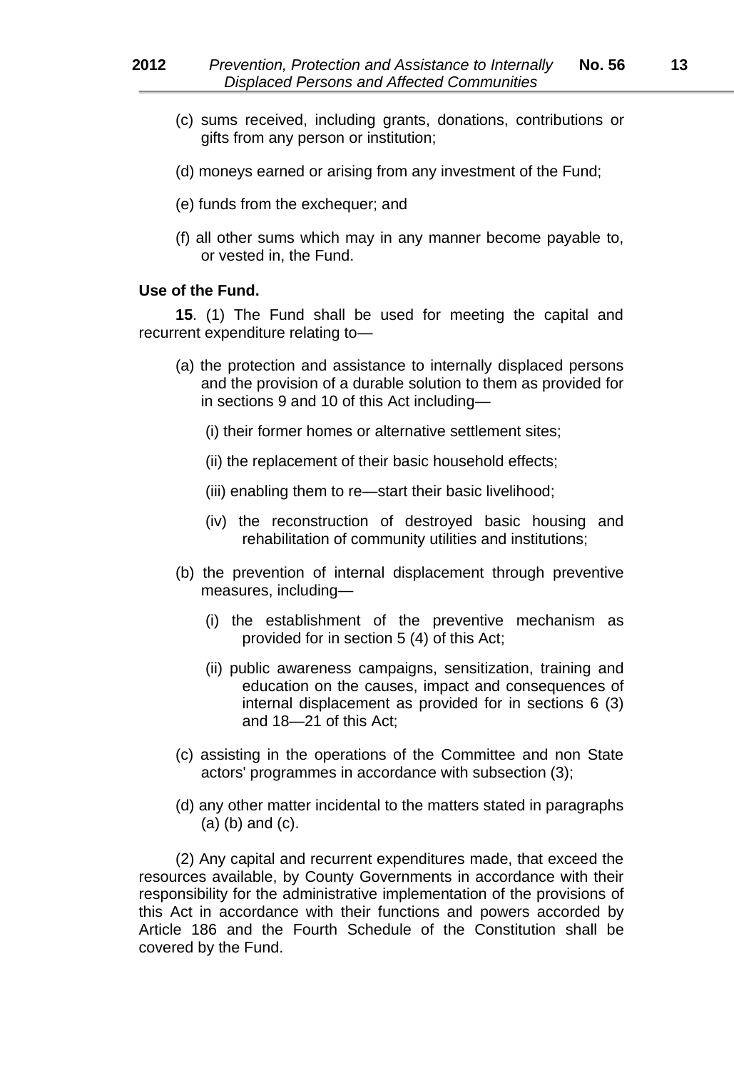(c) sums received, including grants, donations, contributions or gifts from any person or institution;

(d) moneys earned or arising from any investment of the Fund;

(e) funds from the exchequer; and

(f) all other sums which may in any manner become payable to, or vested in, the Fund.

**Use of the Fund.**

**15**. (1) The Fund shall be used for meeting the capital and recurrent expenditure relating to—

(a) the protection and assistance to internally displaced persons and the provision of a durable solution to them as provided for in sections 9 and 10 of this Act including—

(i) their former homes or alternative settlement sites;

(ii) the replacement of their basic household effects;

(iii) enabling them to re—start their basic livelihood;

(iv) the reconstruction of destroyed basic housing and rehabilitation of community utilities and institutions;

(b) the prevention of internal displacement through preventive measures, including—

(i) the establishment of the preventive mechanism as provided for in section 5 (4) of this Act;

(ii) public awareness campaigns, sensitization, training and education on the causes, impact and consequences of internal displacement as provided for in sections 6 (3) and 18—21 of this Act;

(c) assisting in the operations of the Committee and non State actors' programmes in accordance with subsection (3);

(d) any other matter incidental to the matters stated in paragraphs (a) (b) and (c).

(2) Any capital and recurrent expenditures made, that exceed the resources available, by County Governments in accordance with their responsibility for the administrative implementation of the provisions of this Act in accordance with their functions and powers accorded by Article 186 and the Fourth Schedule of the Constitution shall be covered by the Fund.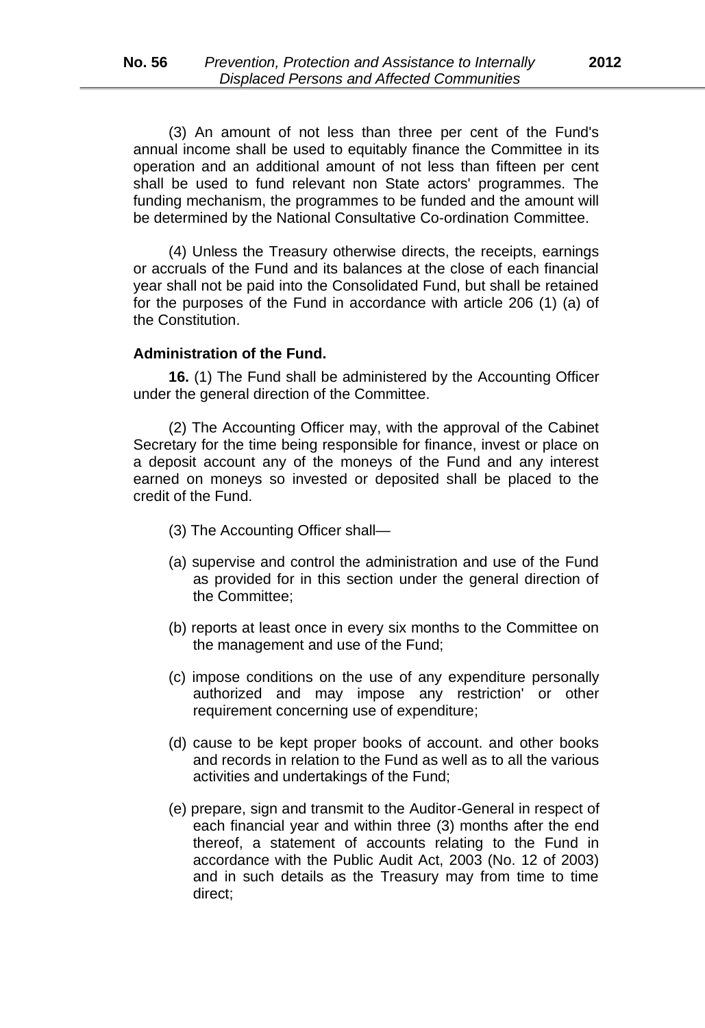(3) An amount of not less than three per cent of the Fund's annual income shall be used to equitably finance the Committee in its operation and an additional amount of not less than fifteen per cent shall be used to fund relevant non State actors' programmes. The funding mechanism, the programmes to be funded and the amount will be determined by the National Consultative Co-ordination Committee.

(4) Unless the Treasury otherwise directs, the receipts, earnings or accruals of the Fund and its balances at the close of each financial year shall not be paid into the Consolidated Fund, but shall be retained for the purposes of the Fund in accordance with article 206 (1) (a) of the Constitution.

**Administration of the Fund.**

**16.** (1) The Fund shall be administered by the Accounting Officer under the general direction of the Committee.

(2) The Accounting Officer may, with the approval of the Cabinet Secretary for the time being responsible for finance, invest or place on a deposit account any of the moneys of the Fund and any interest earned on moneys so invested or deposited shall be placed to the credit of the Fund.

(3) The Accounting Officer shall—

(a) supervise and control the administration and use of the Fund as provided for in this section under the general direction of the Committee;

(b) reports at least once in every six months to the Committee on the management and use of the Fund;

(c) impose conditions on the use of any expenditure personally authorized and may impose any restriction' or other requirement concerning use of expenditure;

(d) cause to be kept proper books of account. and other books and records in relation to the Fund as well as to all the various activities and undertakings of the Fund;

(e) prepare, sign and transmit to the Auditor-General in respect of each financial year and within three (3) months after the end thereof, a statement of accounts relating to the Fund in accordance with the Public Audit Act, 2003 (No. 12 of 2003) and in such details as the Treasury may from time to time direct;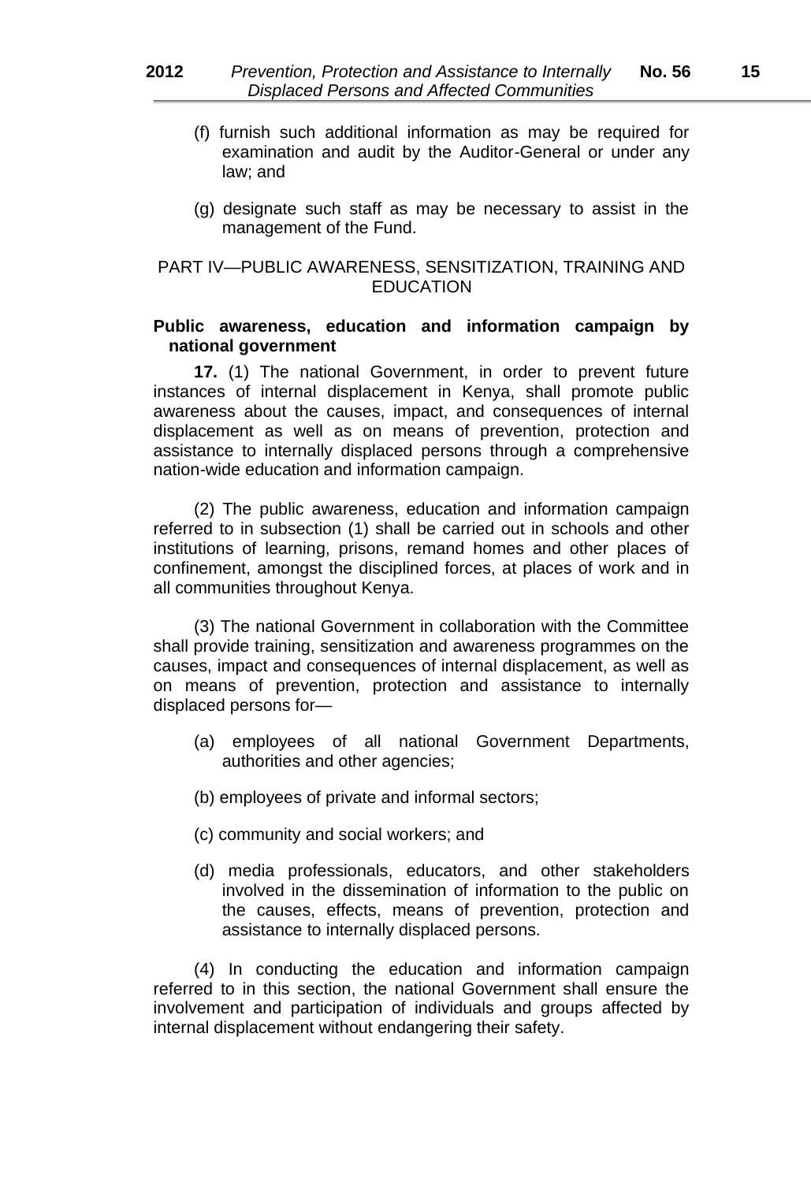(f) furnish such additional information as may be required for examination and audit by the Auditor-General or under any law; and

(g) designate such staff as may be necessary to assist in the management of the Fund.

## PART IV—PUBLIC AWARENESS, SENSITIZATION, TRAINING AND EDUCATION

**Public awareness, education and information campaign by national government**

**17.** (1) The national Government, in order to prevent future instances of internal displacement in Kenya, shall promote public awareness about the causes, impact, and consequences of internal displacement as well as on means of prevention, protection and assistance to internally displaced persons through a comprehensive nation-wide education and information campaign.

(2) The public awareness, education and information campaign referred to in subsection (1) shall be carried out in schools and other institutions of learning, prisons, remand homes and other places of confinement, amongst the disciplined forces, at places of work and in all communities throughout Kenya.

(3) The national Government in collaboration with the Committee shall provide training, sensitization and awareness programmes on the causes, impact and consequences of internal displacement, as well as on means of prevention, protection and assistance to internally displaced persons for—

(a) employees of all national Government Departments, authorities and other agencies;

(b) employees of private and informal sectors;

(c) community and social workers; and

(d) media professionals, educators, and other stakeholders involved in the dissemination of information to the public on the causes, effects, means of prevention, protection and assistance to internally displaced persons.

(4) In conducting the education and information campaign referred to in this section, the national Government shall ensure the involvement and participation of individuals and groups affected by internal displacement without endangering their safety.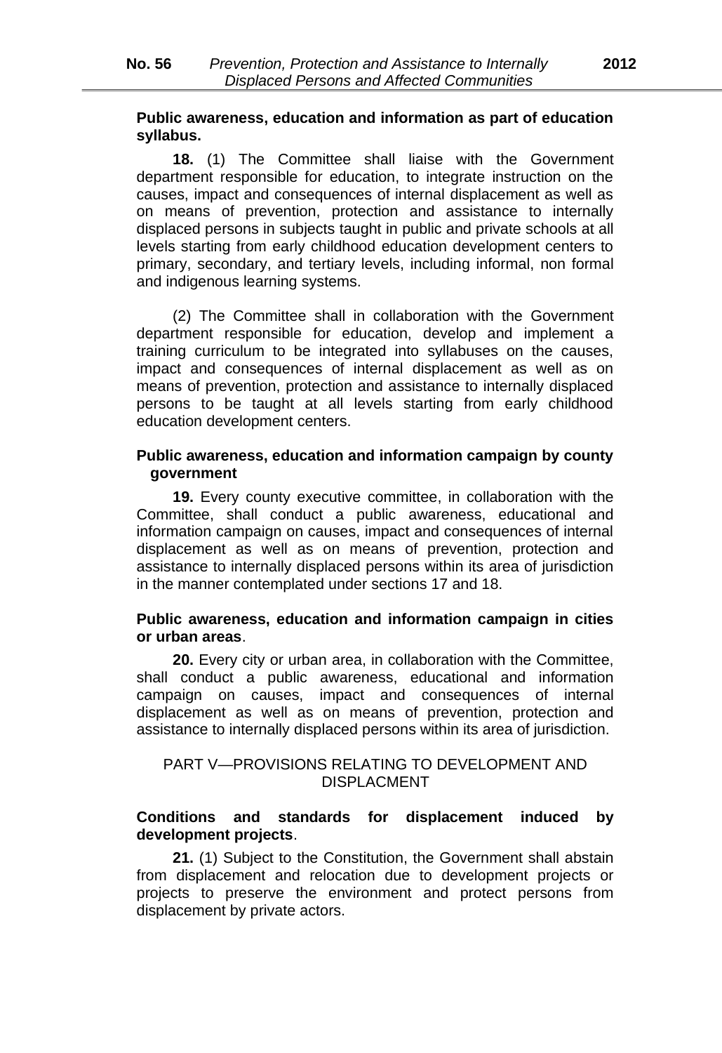**Public awareness, education and information as part of education syllabus.**

**18.** (1) The Committee shall liaise with the Government department responsible for education, to integrate instruction on the causes, impact and consequences of internal displacement as well as on means of prevention, protection and assistance to internally displaced persons in subjects taught in public and private schools at all levels starting from early childhood education development centers to primary, secondary, and tertiary levels, including informal, non formal and indigenous learning systems.

(2) The Committee shall in collaboration with the Government department responsible for education, develop and implement a training curriculum to be integrated into syllabuses on the causes, impact and consequences of internal displacement as well as on means of prevention, protection and assistance to internally displaced persons to be taught at all levels starting from early childhood education development centers.

**Public awareness, education and information campaign by county government**

**19.** Every county executive committee, in collaboration with the Committee, shall conduct a public awareness, educational and information campaign on causes, impact and consequences of internal displacement as well as on means of prevention, protection and assistance to internally displaced persons within its area of jurisdiction in the manner contemplated under sections 17 and 18.

**Public awareness, education and information campaign in cities or urban areas**.

**20.** Every city or urban area, in collaboration with the Committee, shall conduct a public awareness, educational and information campaign on causes, impact and consequences of internal displacement as well as on means of prevention, protection and assistance to internally displaced persons within its area of jurisdiction.

## PART V—PROVISIONS RELATING TO DEVELOPMENT AND DISPLACMENT

**Conditions and standards for displacement induced by development projects**.

**21.** (1) Subject to the Constitution, the Government shall abstain from displacement and relocation due to development projects or projects to preserve the environment and protect persons from displacement by private actors.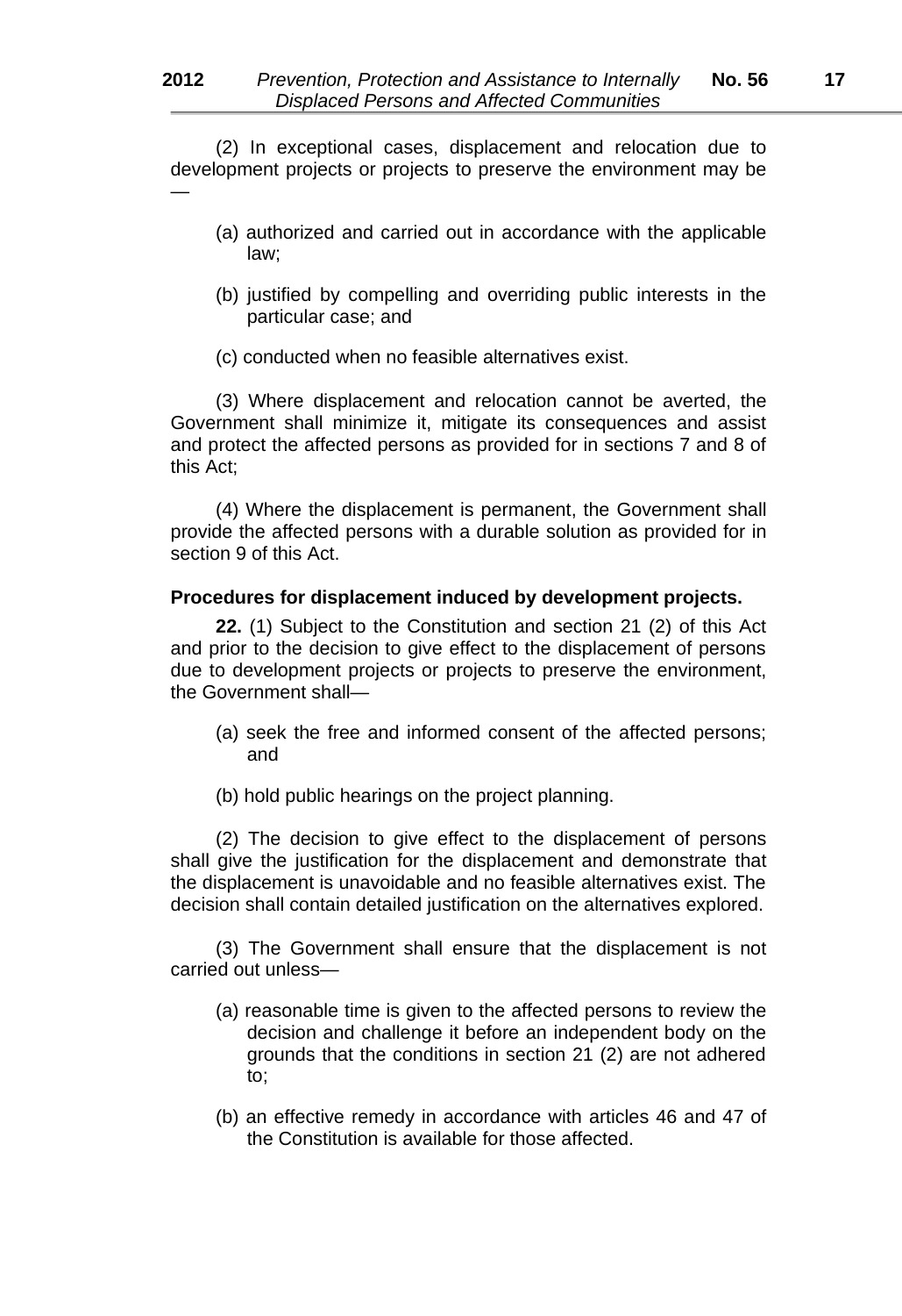(2) In exceptional cases, displacement and relocation due to development projects or projects to preserve the environment may be —

(a) authorized and carried out in accordance with the applicable law;

(b) justified by compelling and overriding public interests in the particular case; and

(c) conducted when no feasible alternatives exist.

(3) Where displacement and relocation cannot be averted, the Government shall minimize it, mitigate its consequences and assist and protect the affected persons as provided for in sections 7 and 8 of this Act;

(4) Where the displacement is permanent, the Government shall provide the affected persons with a durable solution as provided for in section 9 of this Act.

**Procedures for displacement induced by development projects.**

**22.** (1) Subject to the Constitution and section 21 (2) of this Act and prior to the decision to give effect to the displacement of persons due to development projects or projects to preserve the environment, the Government shall—

(a) seek the free and informed consent of the affected persons; and

(b) hold public hearings on the project planning.

(2) The decision to give effect to the displacement of persons shall give the justification for the displacement and demonstrate that the displacement is unavoidable and no feasible alternatives exist. The decision shall contain detailed justification on the alternatives explored.

(3) The Government shall ensure that the displacement is not carried out unless—

(a) reasonable time is given to the affected persons to review the decision and challenge it before an independent body on the grounds that the conditions in section 21 (2) are not adhered to;

(b) an effective remedy in accordance with articles 46 and 47 of the Constitution is available for those affected.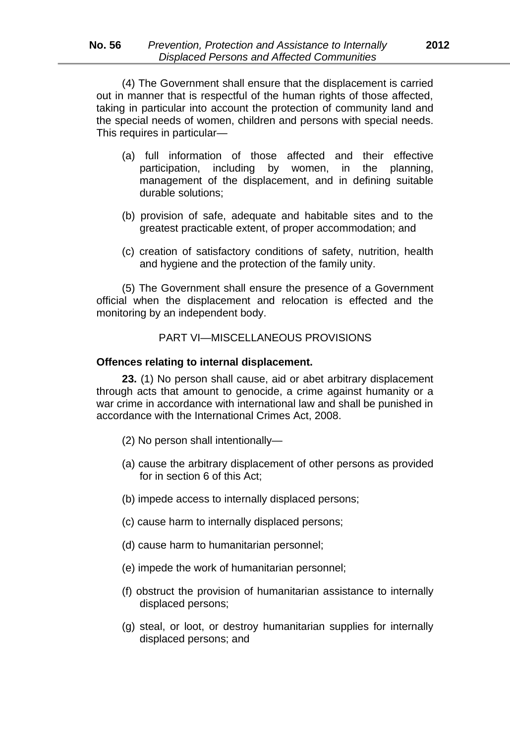(4) The Government shall ensure that the displacement is carried out in manner that is respectful of the human rights of those affected, taking in particular into account the protection of community land and the special needs of women, children and persons with special needs. This requires in particular—

(a) full information of those affected and their effective participation, including by women, in the planning, management of the displacement, and in defining suitable durable solutions;

(b) provision of safe, adequate and habitable sites and to the greatest practicable extent, of proper accommodation; and

(c) creation of satisfactory conditions of safety, nutrition, health and hygiene and the protection of the family unity.

(5) The Government shall ensure the presence of a Government official when the displacement and relocation is effected and the monitoring by an independent body.

## PART VI—MISCELLANEOUS PROVISIONS

**Offences relating to internal displacement.**

**23.** (1) No person shall cause, aid or abet arbitrary displacement through acts that amount to genocide, a crime against humanity or a war crime in accordance with international law and shall be punished in accordance with the International Crimes Act, 2008.

(2) No person shall intentionally—

(a) cause the arbitrary displacement of other persons as provided for in section 6 of this Act;

(b) impede access to internally displaced persons;

(c) cause harm to internally displaced persons;

(d) cause harm to humanitarian personnel;

(e) impede the work of humanitarian personnel;

(f) obstruct the provision of humanitarian assistance to internally displaced persons;

(g) steal, or loot, or destroy humanitarian supplies for internally displaced persons; and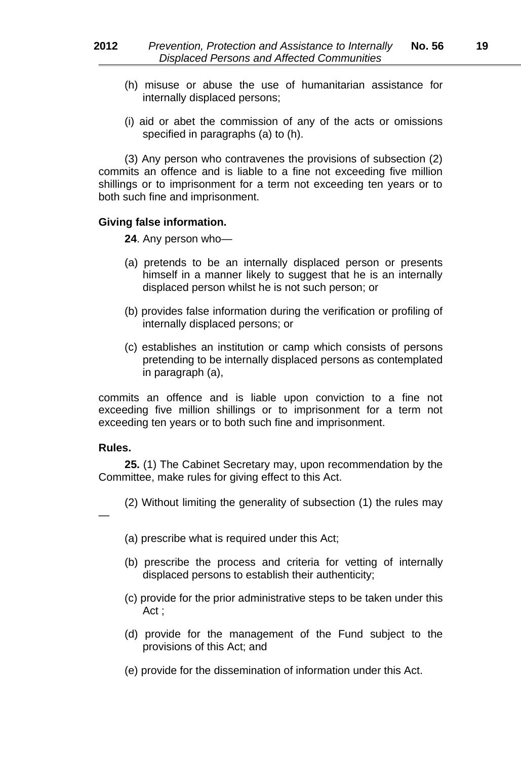(h) misuse or abuse the use of humanitarian assistance for internally displaced persons;

(i) aid or abet the commission of any of the acts or omissions specified in paragraphs (a) to (h).

(3) Any person who contravenes the provisions of subsection (2) commits an offence and is liable to a fine not exceeding five million shillings or to imprisonment for a term not exceeding ten years or to both such fine and imprisonment.

**Giving false information.**

**24**. Any person who—

(a) pretends to be an internally displaced person or presents himself in a manner likely to suggest that he is an internally displaced person whilst he is not such person; or

(b) provides false information during the verification or profiling of internally displaced persons; or

(c) establishes an institution or camp which consists of persons pretending to be internally displaced persons as contemplated in paragraph (a),

commits an offence and is liable upon conviction to a fine not exceeding five million shillings or to imprisonment for a term not exceeding ten years or to both such fine and imprisonment.

**Rules.**

**25.** (1) The Cabinet Secretary may, upon recommendation by the Committee, make rules for giving effect to this Act.

(2) Without limiting the generality of subsection (1) the rules may —

(a) prescribe what is required under this Act;

(b) prescribe the process and criteria for vetting of internally displaced persons to establish their authenticity;

(c) provide for the prior administrative steps to be taken under this Act ;

(d) provide for the management of the Fund subject to the provisions of this Act; and

(e) provide for the dissemination of information under this Act.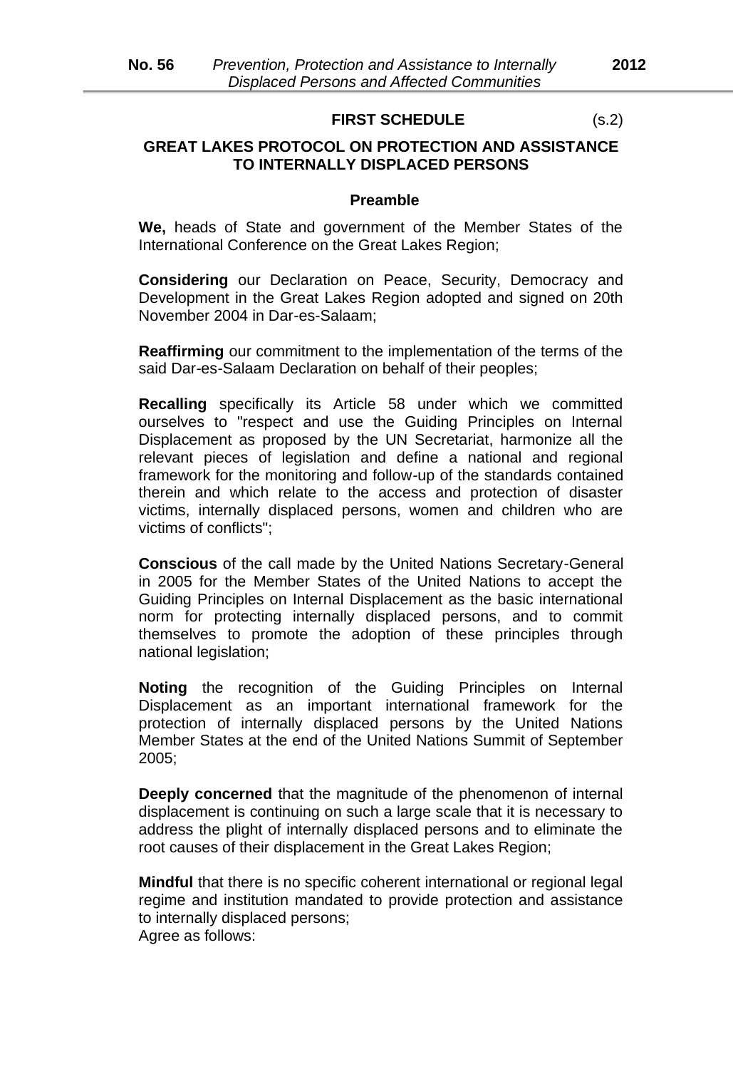# FIRST SCHEDULE (s.2)

## GREAT LAKES PROTOCOL ON PROTECTION AND ASSISTANCE TO INTERNALLY DISPLACED PERSONS

### Preamble

**We,** heads of State and government of the Member States of the International Conference on the Great Lakes Region;

**Considering** our Declaration on Peace, Security, Democracy and Development in the Great Lakes Region adopted and signed on 20th November 2004 in Dar-es-Salaam;

**Reaffirming** our commitment to the implementation of the terms of the said Dar-es-Salaam Declaration on behalf of their peoples;

**Recalling** specifically its Article 58 under which we committed ourselves to "respect and use the Guiding Principles on Internal Displacement as proposed by the UN Secretariat, harmonize all the relevant pieces of legislation and define a national and regional framework for the monitoring and follow-up of the standards contained therein and which relate to the access and protection of disaster victims, internally displaced persons, women and children who are victims of conflicts";

**Conscious** of the call made by the United Nations Secretary-General in 2005 for the Member States of the United Nations to accept the Guiding Principles on Internal Displacement as the basic international norm for protecting internally displaced persons, and to commit themselves to promote the adoption of these principles through national legislation;

**Noting** the recognition of the Guiding Principles on Internal Displacement as an important international framework for the protection of internally displaced persons by the United Nations Member States at the end of the United Nations Summit of September 2005;

**Deeply concerned** that the magnitude of the phenomenon of internal displacement is continuing on such a large scale that it is necessary to address the plight of internally displaced persons and to eliminate the root causes of their displacement in the Great Lakes Region;

**Mindful** that there is no specific coherent international or regional legal regime and institution mandated to provide protection and assistance to internally displaced persons;
Agree as follows: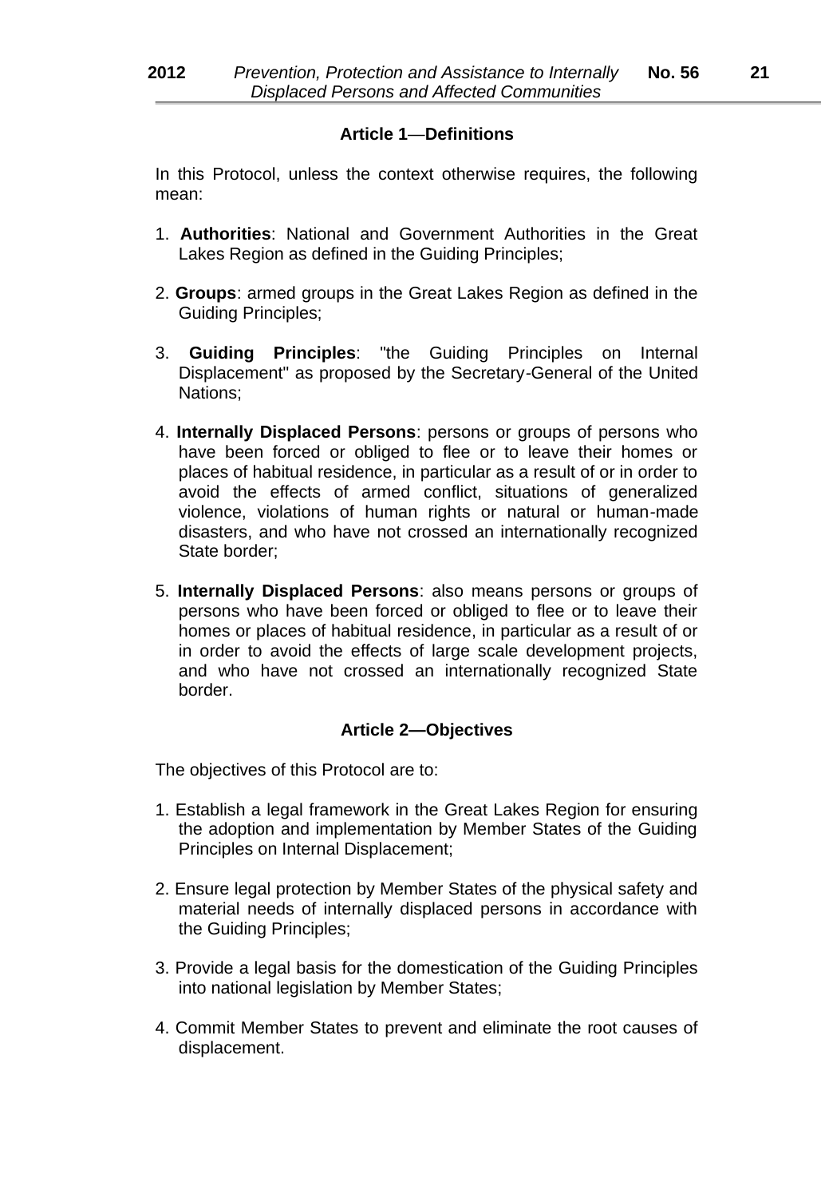### Article 1—Definitions

In this Protocol, unless the context otherwise requires, the following mean:

1. **Authorities**: National and Government Authorities in the Great Lakes Region as defined in the Guiding Principles;

2. **Groups**: armed groups in the Great Lakes Region as defined in the Guiding Principles;

3. **Guiding Principles**: "the Guiding Principles on Internal Displacement" as proposed by the Secretary-General of the United Nations;

4. **Internally Displaced Persons**: persons or groups of persons who have been forced or obliged to flee or to leave their homes or places of habitual residence, in particular as a result of or in order to avoid the effects of armed conflict, situations of generalized violence, violations of human rights or natural or human-made disasters, and who have not crossed an internationally recognized State border;

5. **Internally Displaced Persons**: also means persons or groups of persons who have been forced or obliged to flee or to leave their homes or places of habitual residence, in particular as a result of or in order to avoid the effects of large scale development projects, and who have not crossed an internationally recognized State border.

### Article 2—Objectives

The objectives of this Protocol are to:

1. Establish a legal framework in the Great Lakes Region for ensuring the adoption and implementation by Member States of the Guiding Principles on Internal Displacement;

2. Ensure legal protection by Member States of the physical safety and material needs of internally displaced persons in accordance with the Guiding Principles;

3. Provide a legal basis for the domestication of the Guiding Principles into national legislation by Member States;

4. Commit Member States to prevent and eliminate the root causes of displacement.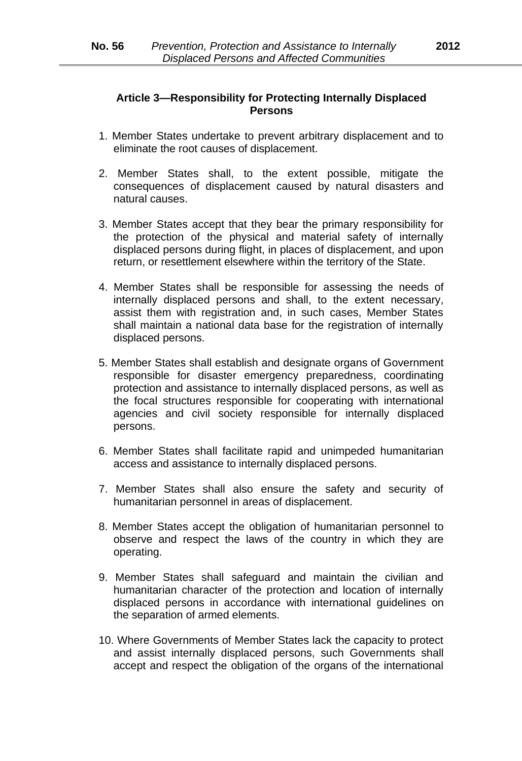### Article 3—Responsibility for Protecting Internally Displaced Persons

1. Member States undertake to prevent arbitrary displacement and to eliminate the root causes of displacement.

2. Member States shall, to the extent possible, mitigate the consequences of displacement caused by natural disasters and natural causes.

3. Member States accept that they bear the primary responsibility for the protection of the physical and material safety of internally displaced persons during flight, in places of displacement, and upon return, or resettlement elsewhere within the territory of the State.

4. Member States shall be responsible for assessing the needs of internally displaced persons and shall, to the extent necessary, assist them with registration and, in such cases, Member States shall maintain a national data base for the registration of internally displaced persons.

5. Member States shall establish and designate organs of Government responsible for disaster emergency preparedness, coordinating protection and assistance to internally displaced persons, as well as the focal structures responsible for cooperating with international agencies and civil society responsible for internally displaced persons.

6. Member States shall facilitate rapid and unimpeded humanitarian access and assistance to internally displaced persons.

7. Member States shall also ensure the safety and security of humanitarian personnel in areas of displacement.

8. Member States accept the obligation of humanitarian personnel to observe and respect the laws of the country in which they are operating.

9. Member States shall safeguard and maintain the civilian and humanitarian character of the protection and location of internally displaced persons in accordance with international guidelines on the separation of armed elements.

10. Where Governments of Member States lack the capacity to protect and assist internally displaced persons, such Governments shall accept and respect the obligation of the organs of the international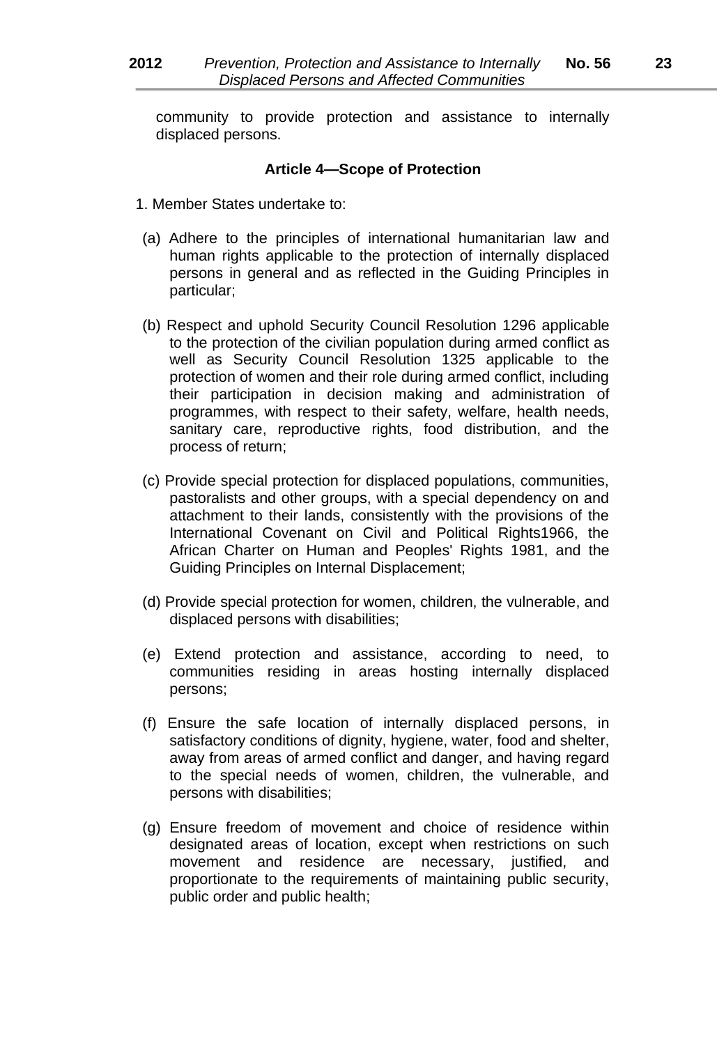community to provide protection and assistance to internally displaced persons.

**Article 4—Scope of Protection**

1. Member States undertake to:

(a) Adhere to the principles of international humanitarian law and human rights applicable to the protection of internally displaced persons in general and as reflected in the Guiding Principles in particular;

(b) Respect and uphold Security Council Resolution 1296 applicable to the protection of the civilian population during armed conflict as well as Security Council Resolution 1325 applicable to the protection of women and their role during armed conflict, including their participation in decision making and administration of programmes, with respect to their safety, welfare, health needs, sanitary care, reproductive rights, food distribution, and the process of return;

(c) Provide special protection for displaced populations, communities, pastoralists and other groups, with a special dependency on and attachment to their lands, consistently with the provisions of the International Covenant on Civil and Political Rights1966, the African Charter on Human and Peoples' Rights 1981, and the Guiding Principles on Internal Displacement;

(d) Provide special protection for women, children, the vulnerable, and displaced persons with disabilities;

(e) Extend protection and assistance, according to need, to communities residing in areas hosting internally displaced persons;

(f) Ensure the safe location of internally displaced persons, in satisfactory conditions of dignity, hygiene, water, food and shelter, away from areas of armed conflict and danger, and having regard to the special needs of women, children, the vulnerable, and persons with disabilities;

(g) Ensure freedom of movement and choice of residence within designated areas of location, except when restrictions on such movement and residence are necessary, justified, and proportionate to the requirements of maintaining public security, public order and public health;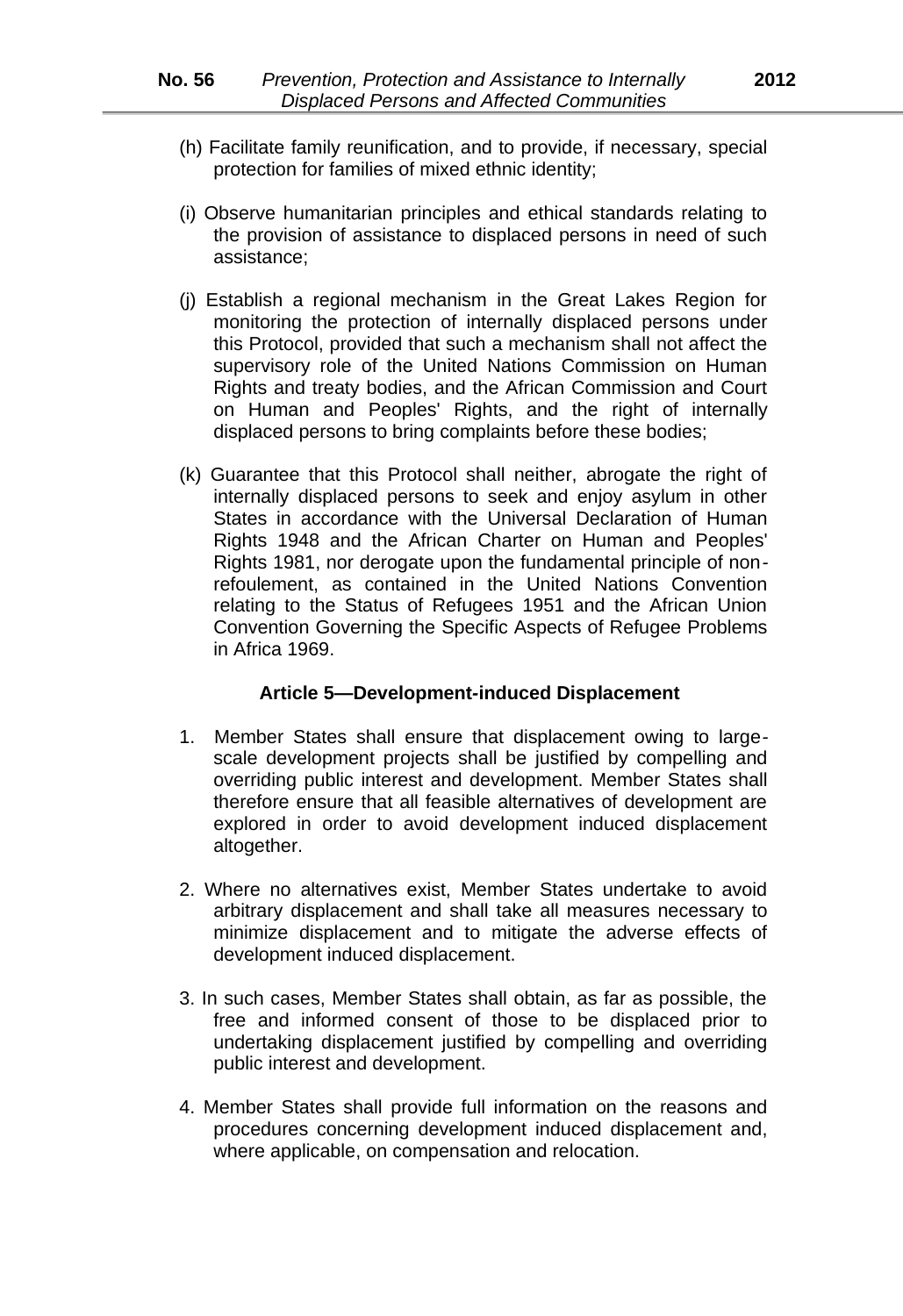(h) Facilitate family reunification, and to provide, if necessary, special protection for families of mixed ethnic identity;

(i) Observe humanitarian principles and ethical standards relating to the provision of assistance to displaced persons in need of such assistance;

(j) Establish a regional mechanism in the Great Lakes Region for monitoring the protection of internally displaced persons under this Protocol, provided that such a mechanism shall not affect the supervisory role of the United Nations Commission on Human Rights and treaty bodies, and the African Commission and Court on Human and Peoples' Rights, and the right of internally displaced persons to bring complaints before these bodies;

(k) Guarantee that this Protocol shall neither, abrogate the right of internally displaced persons to seek and enjoy asylum in other States in accordance with the Universal Declaration of Human Rights 1948 and the African Charter on Human and Peoples' Rights 1981, nor derogate upon the fundamental principle of non-refoulement, as contained in the United Nations Convention relating to the Status of Refugees 1951 and the African Union Convention Governing the Specific Aspects of Refugee Problems in Africa 1969.

### Article 5—Development-induced Displacement

1. Member States shall ensure that displacement owing to large-scale development projects shall be justified by compelling and overriding public interest and development. Member States shall therefore ensure that all feasible alternatives of development are explored in order to avoid development induced displacement altogether.

2. Where no alternatives exist, Member States undertake to avoid arbitrary displacement and shall take all measures necessary to minimize displacement and to mitigate the adverse effects of development induced displacement.

3. In such cases, Member States shall obtain, as far as possible, the free and informed consent of those to be displaced prior to undertaking displacement justified by compelling and overriding public interest and development.

4. Member States shall provide full information on the reasons and procedures concerning development induced displacement and, where applicable, on compensation and relocation.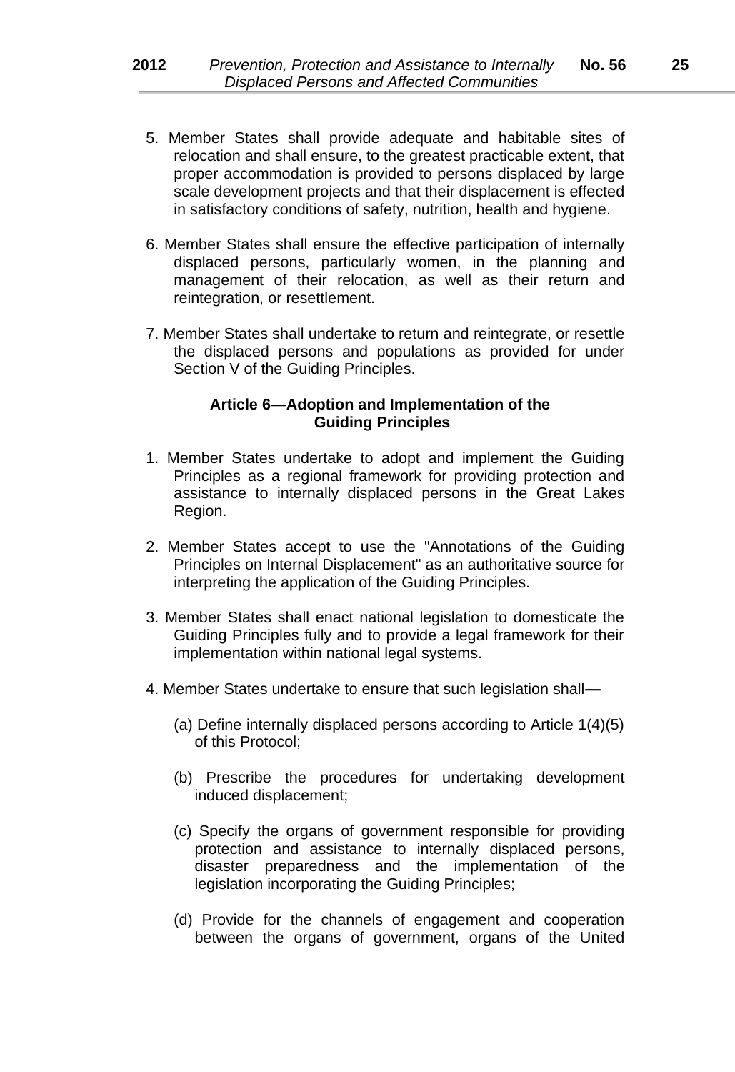5. Member States shall provide adequate and habitable sites of relocation and shall ensure, to the greatest practicable extent, that proper accommodation is provided to persons displaced by large scale development projects and that their displacement is effected in satisfactory conditions of safety, nutrition, health and hygiene.

6. Member States shall ensure the effective participation of internally displaced persons, particularly women, in the planning and management of their relocation, as well as their return and reintegration, or resettlement.

7. Member States shall undertake to return and reintegrate, or resettle the displaced persons and populations as provided for under Section V of the Guiding Principles.

**Article 6—Adoption and Implementation of the Guiding Principles**

1. Member States undertake to adopt and implement the Guiding Principles as a regional framework for providing protection and assistance to internally displaced persons in the Great Lakes Region.

2. Member States accept to use the "Annotations of the Guiding Principles on Internal Displacement" as an authoritative source for interpreting the application of the Guiding Principles.

3. Member States shall enact national legislation to domesticate the Guiding Principles fully and to provide a legal framework for their implementation within national legal systems.

4. Member States undertake to ensure that such legislation shall—

   (a) Define internally displaced persons according to Article 1(4)(5) of this Protocol;

   (b) Prescribe the procedures for undertaking development induced displacement;

   (c) Specify the organs of government responsible for providing protection and assistance to internally displaced persons, disaster preparedness and the implementation of the legislation incorporating the Guiding Principles;

   (d) Provide for the channels of engagement and cooperation between the organs of government, organs of the United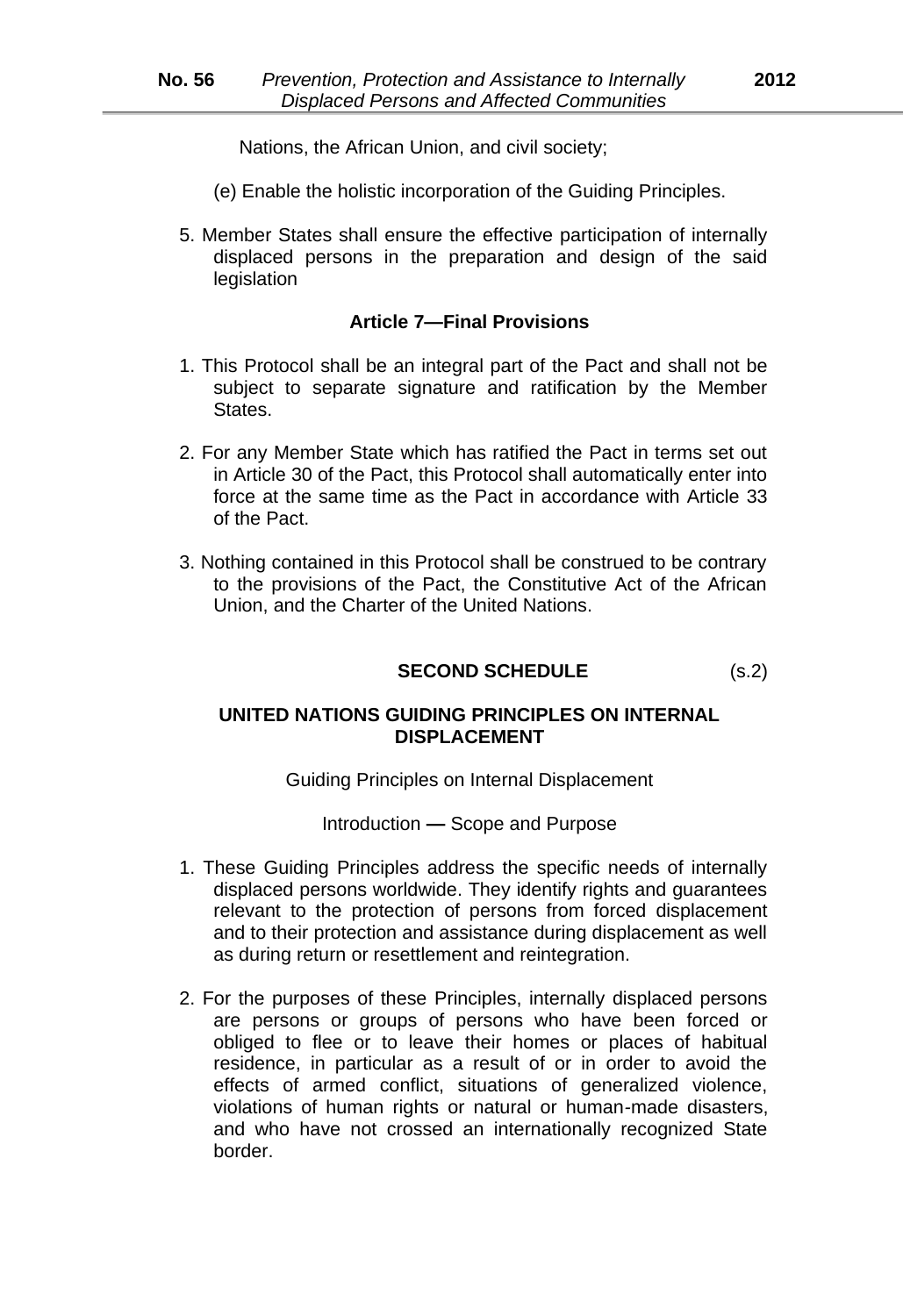Nations, the African Union, and civil society;

(e) Enable the holistic incorporation of the Guiding Principles.

5. Member States shall ensure the effective participation of internally displaced persons in the preparation and design of the said legislation

**Article 7—Final Provisions**

1. This Protocol shall be an integral part of the Pact and shall not be subject to separate signature and ratification by the Member States.

2. For any Member State which has ratified the Pact in terms set out in Article 30 of the Pact, this Protocol shall automatically enter into force at the same time as the Pact in accordance with Article 33 of the Pact.

3. Nothing contained in this Protocol shall be construed to be contrary to the provisions of the Pact, the Constitutive Act of the African Union, and the Charter of the United Nations.

## SECOND SCHEDULE (s.2)

### UNITED NATIONS GUIDING PRINCIPLES ON INTERNAL DISPLACEMENT

Guiding Principles on Internal Displacement

Introduction — Scope and Purpose

1. These Guiding Principles address the specific needs of internally displaced persons worldwide. They identify rights and guarantees relevant to the protection of persons from forced displacement and to their protection and assistance during displacement as well as during return or resettlement and reintegration.

2. For the purposes of these Principles, internally displaced persons are persons or groups of persons who have been forced or obliged to flee or to leave their homes or places of habitual residence, in particular as a result of or in order to avoid the effects of armed conflict, situations of generalized violence, violations of human rights or natural or human-made disasters, and who have not crossed an internationally recognized State border.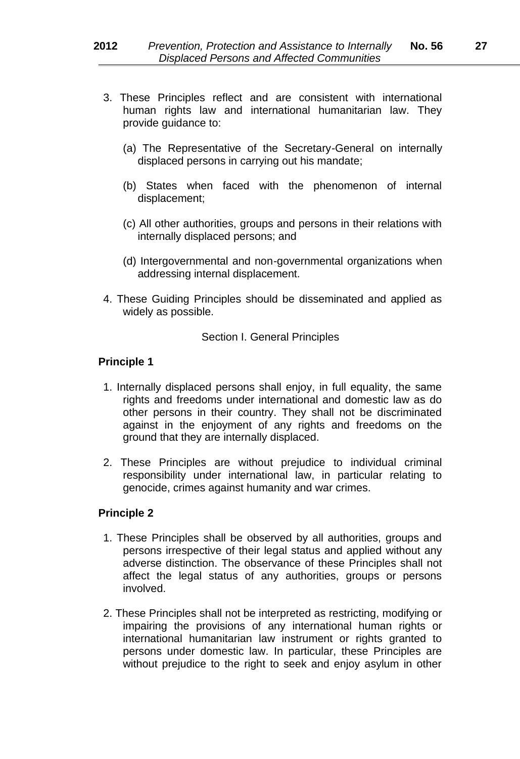3. These Principles reflect and are consistent with international human rights law and international humanitarian law. They provide guidance to:

   (a) The Representative of the Secretary-General on internally displaced persons in carrying out his mandate;

   (b) States when faced with the phenomenon of internal displacement;

   (c) All other authorities, groups and persons in their relations with internally displaced persons; and

   (d) Intergovernmental and non-governmental organizations when addressing internal displacement.

4. These Guiding Principles should be disseminated and applied as widely as possible.

Section I. General Principles

**Principle 1**

1. Internally displaced persons shall enjoy, in full equality, the same rights and freedoms under international and domestic law as do other persons in their country. They shall not be discriminated against in the enjoyment of any rights and freedoms on the ground that they are internally displaced.

2. These Principles are without prejudice to individual criminal responsibility under international law, in particular relating to genocide, crimes against humanity and war crimes.

**Principle 2**

1. These Principles shall be observed by all authorities, groups and persons irrespective of their legal status and applied without any adverse distinction. The observance of these Principles shall not affect the legal status of any authorities, groups or persons involved.

2. These Principles shall not be interpreted as restricting, modifying or impairing the provisions of any international human rights or international humanitarian law instrument or rights granted to persons under domestic law. In particular, these Principles are without prejudice to the right to seek and enjoy asylum in other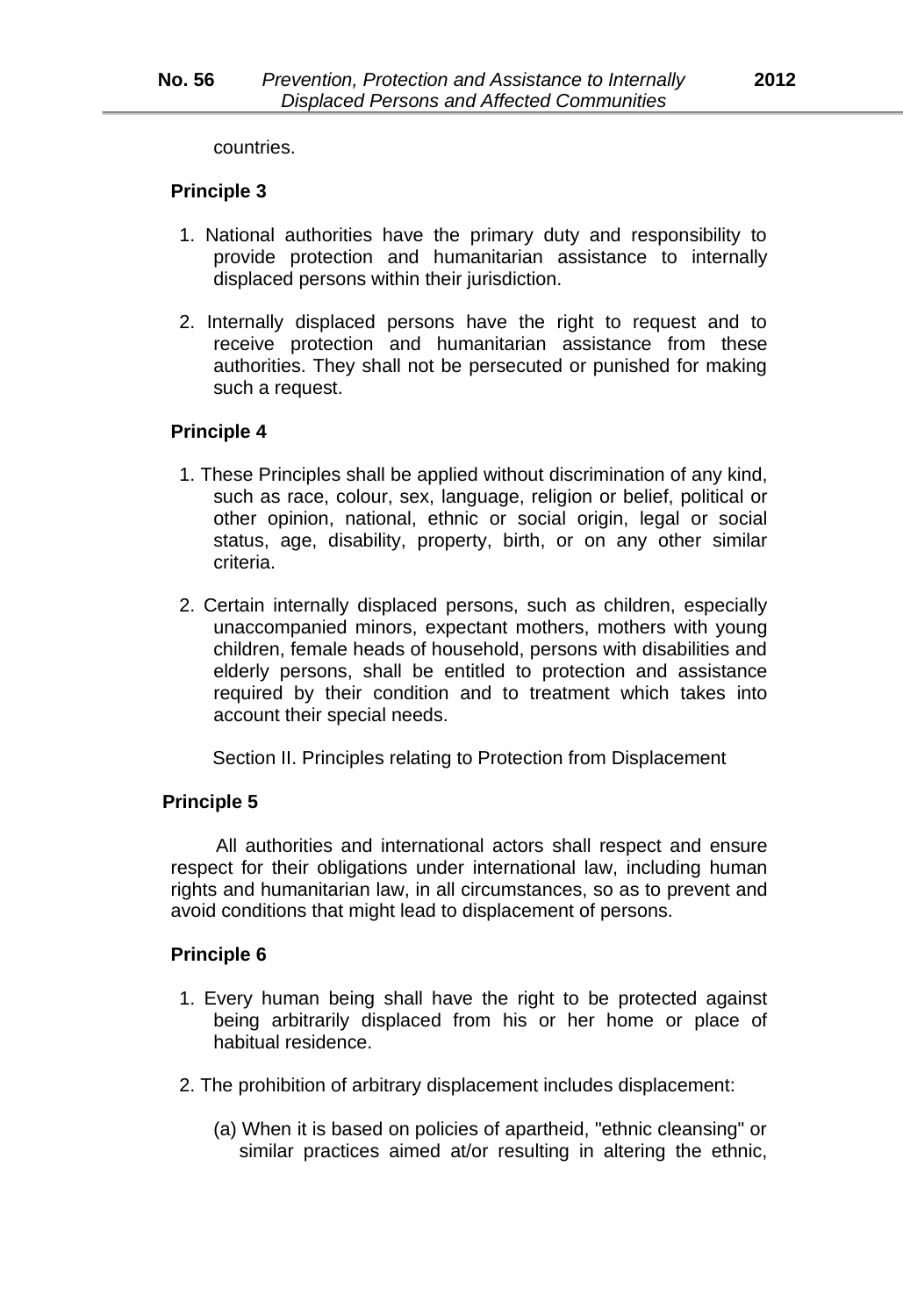countries.

**Principle 3**

1. National authorities have the primary duty and responsibility to provide protection and humanitarian assistance to internally displaced persons within their jurisdiction.

2. Internally displaced persons have the right to request and to receive protection and humanitarian assistance from these authorities. They shall not be persecuted or punished for making such a request.

**Principle 4**

1. These Principles shall be applied without discrimination of any kind, such as race, colour, sex, language, religion or belief, political or other opinion, national, ethnic or social origin, legal or social status, age, disability, property, birth, or on any other similar criteria.

2. Certain internally displaced persons, such as children, especially unaccompanied minors, expectant mothers, mothers with young children, female heads of household, persons with disabilities and elderly persons, shall be entitled to protection and assistance required by their condition and to treatment which takes into account their special needs.

Section II. Principles relating to Protection from Displacement

**Principle 5**

All authorities and international actors shall respect and ensure respect for their obligations under international law, including human rights and humanitarian law, in all circumstances, so as to prevent and avoid conditions that might lead to displacement of persons.

**Principle 6**

1. Every human being shall have the right to be protected against being arbitrarily displaced from his or her home or place of habitual residence.

2. The prohibition of arbitrary displacement includes displacement:

   (a) When it is based on policies of apartheid, "ethnic cleansing" or similar practices aimed at/or resulting in altering the ethnic,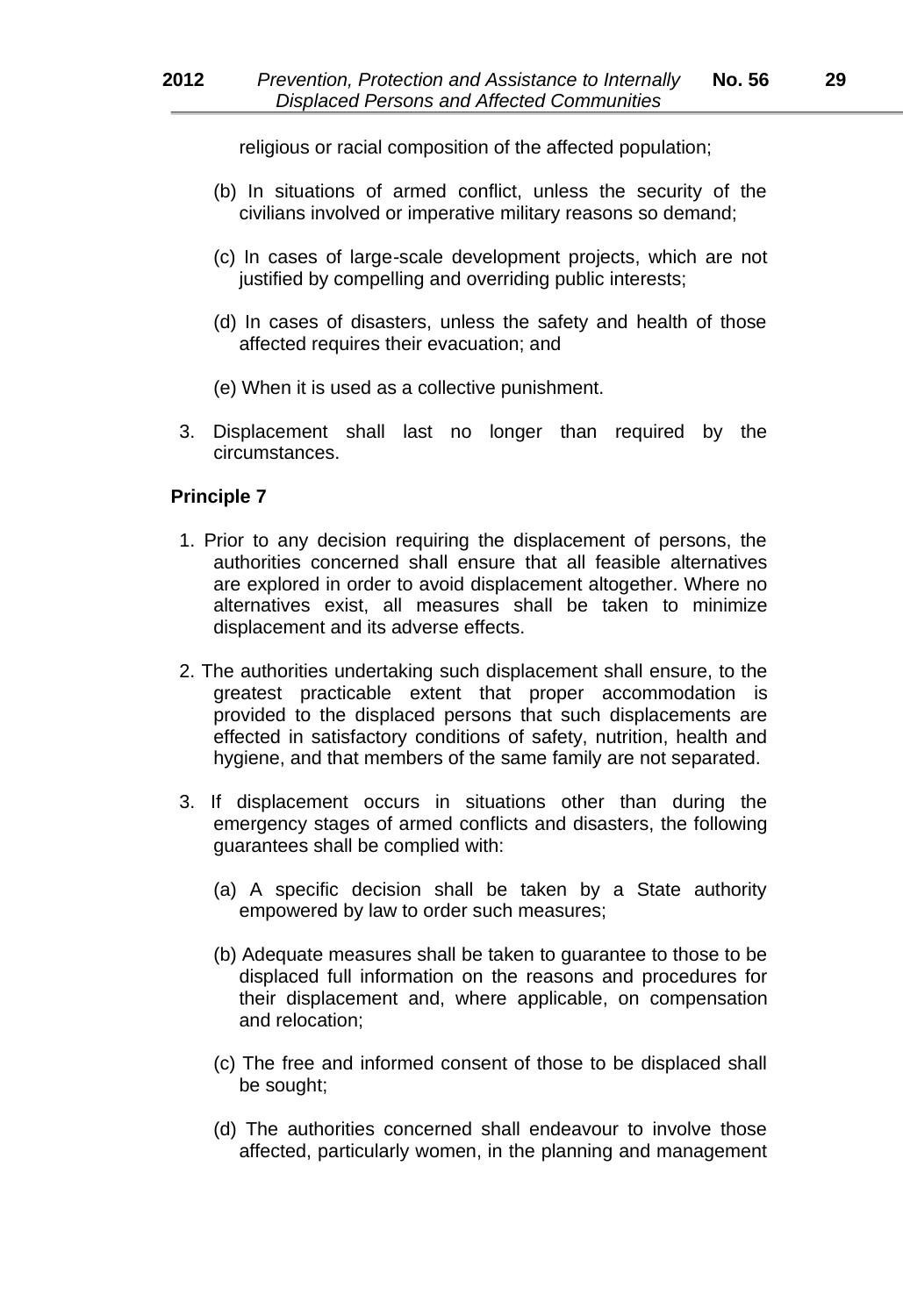religious or racial composition of the affected population;

(b) In situations of armed conflict, unless the security of the civilians involved or imperative military reasons so demand;

(c) In cases of large-scale development projects, which are not justified by compelling and overriding public interests;

(d) In cases of disasters, unless the safety and health of those affected requires their evacuation; and

(e) When it is used as a collective punishment.

3. Displacement shall last no longer than required by the circumstances.

**Principle 7**

1. Prior to any decision requiring the displacement of persons, the authorities concerned shall ensure that all feasible alternatives are explored in order to avoid displacement altogether. Where no alternatives exist, all measures shall be taken to minimize displacement and its adverse effects.

2. The authorities undertaking such displacement shall ensure, to the greatest practicable extent that proper accommodation is provided to the displaced persons that such displacements are effected in satisfactory conditions of safety, nutrition, health and hygiene, and that members of the same family are not separated.

3. If displacement occurs in situations other than during the emergency stages of armed conflicts and disasters, the following guarantees shall be complied with:

(a) A specific decision shall be taken by a State authority empowered by law to order such measures;

(b) Adequate measures shall be taken to guarantee to those to be displaced full information on the reasons and procedures for their displacement and, where applicable, on compensation and relocation;

(c) The free and informed consent of those to be displaced shall be sought;

(d) The authorities concerned shall endeavour to involve those affected, particularly women, in the planning and management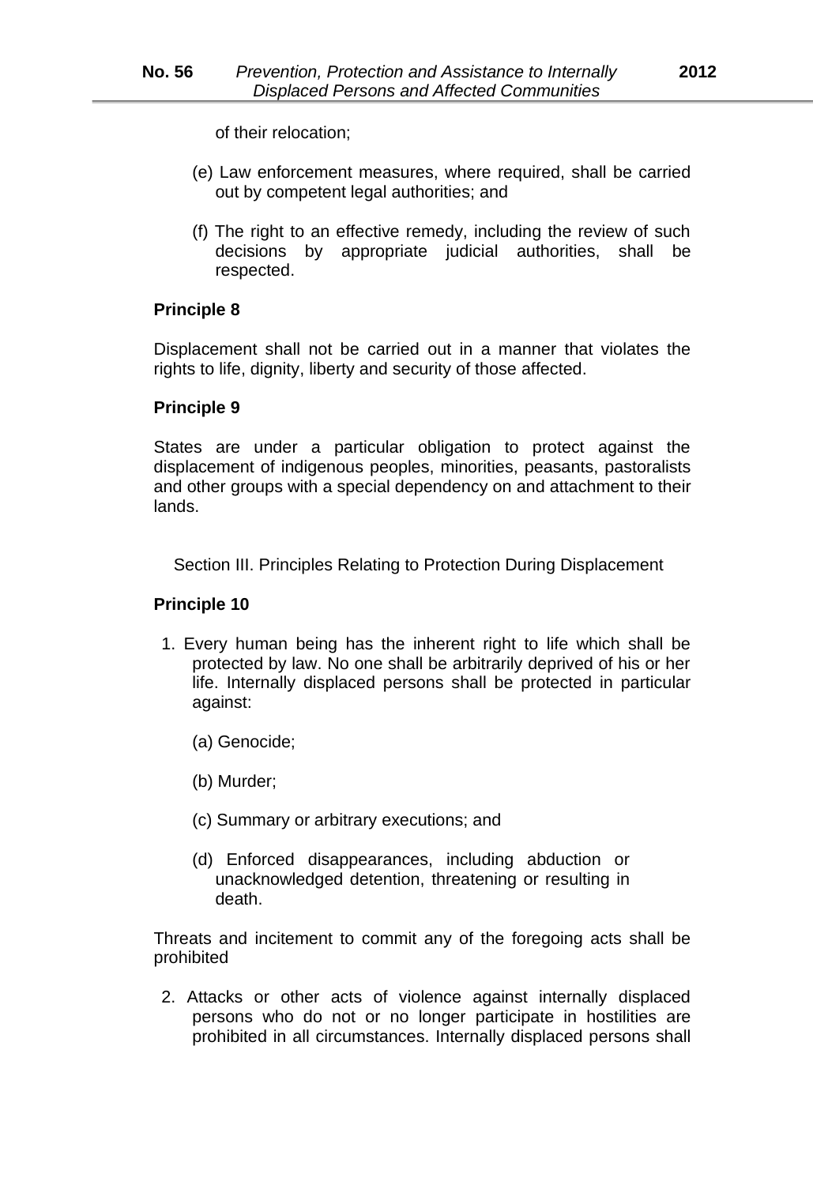of their relocation;

(e) Law enforcement measures, where required, shall be carried out by competent legal authorities; and

(f) The right to an effective remedy, including the review of such decisions by appropriate judicial authorities, shall be respected.

**Principle 8**

Displacement shall not be carried out in a manner that violates the rights to life, dignity, liberty and security of those affected.

**Principle 9**

States are under a particular obligation to protect against the displacement of indigenous peoples, minorities, peasants, pastoralists and other groups with a special dependency on and attachment to their lands.

Section III. Principles Relating to Protection During Displacement

**Principle 10**

1. Every human being has the inherent right to life which shall be protected by law. No one shall be arbitrarily deprived of his or her life. Internally displaced persons shall be protected in particular against:

   (a) Genocide;

   (b) Murder;

   (c) Summary or arbitrary executions; and

   (d) Enforced disappearances, including abduction or unacknowledged detention, threatening or resulting in death.

Threats and incitement to commit any of the foregoing acts shall be prohibited

2. Attacks or other acts of violence against internally displaced persons who do not or no longer participate in hostilities are prohibited in all circumstances. Internally displaced persons shall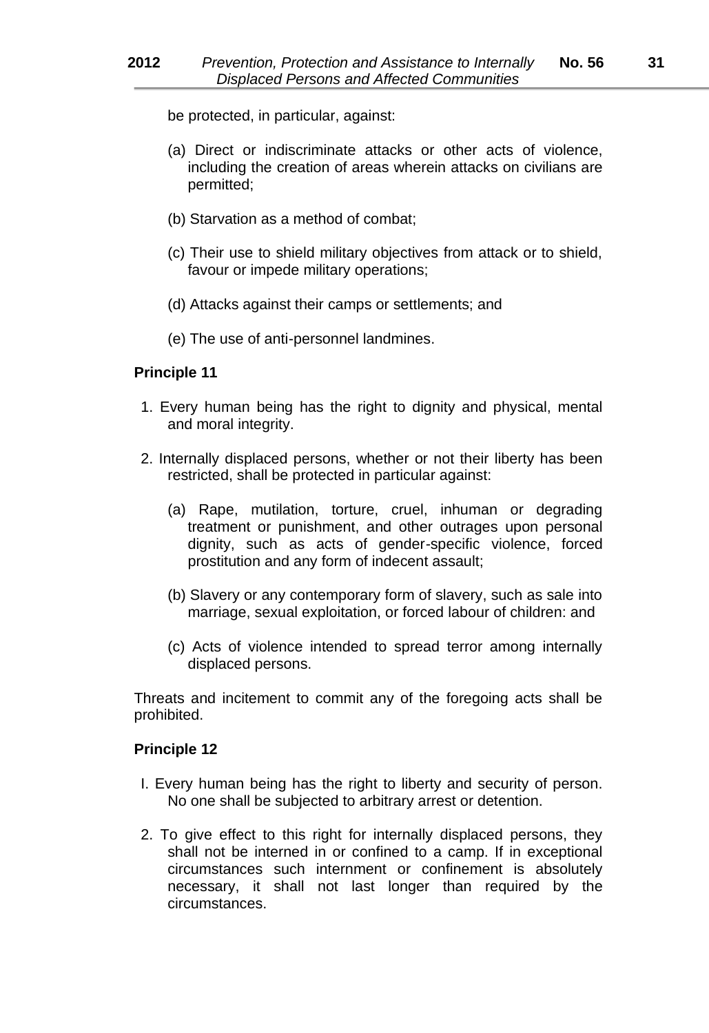be protected, in particular, against:

(a) Direct or indiscriminate attacks or other acts of violence, including the creation of areas wherein attacks on civilians are permitted;

(b) Starvation as a method of combat;

(c) Their use to shield military objectives from attack or to shield, favour or impede military operations;

(d) Attacks against their camps or settlements; and

(e) The use of anti-personnel landmines.

**Principle 11**

1. Every human being has the right to dignity and physical, mental and moral integrity.

2. Internally displaced persons, whether or not their liberty has been restricted, shall be protected in particular against:

   (a) Rape, mutilation, torture, cruel, inhuman or degrading treatment or punishment, and other outrages upon personal dignity, such as acts of gender-specific violence, forced prostitution and any form of indecent assault;

   (b) Slavery or any contemporary form of slavery, such as sale into marriage, sexual exploitation, or forced labour of children: and

   (c) Acts of violence intended to spread terror among internally displaced persons.

Threats and incitement to commit any of the foregoing acts shall be prohibited.

**Principle 12**

I. Every human being has the right to liberty and security of person. No one shall be subjected to arbitrary arrest or detention.

2. To give effect to this right for internally displaced persons, they shall not be interned in or confined to a camp. If in exceptional circumstances such internment or confinement is absolutely necessary, it shall not last longer than required by the circumstances.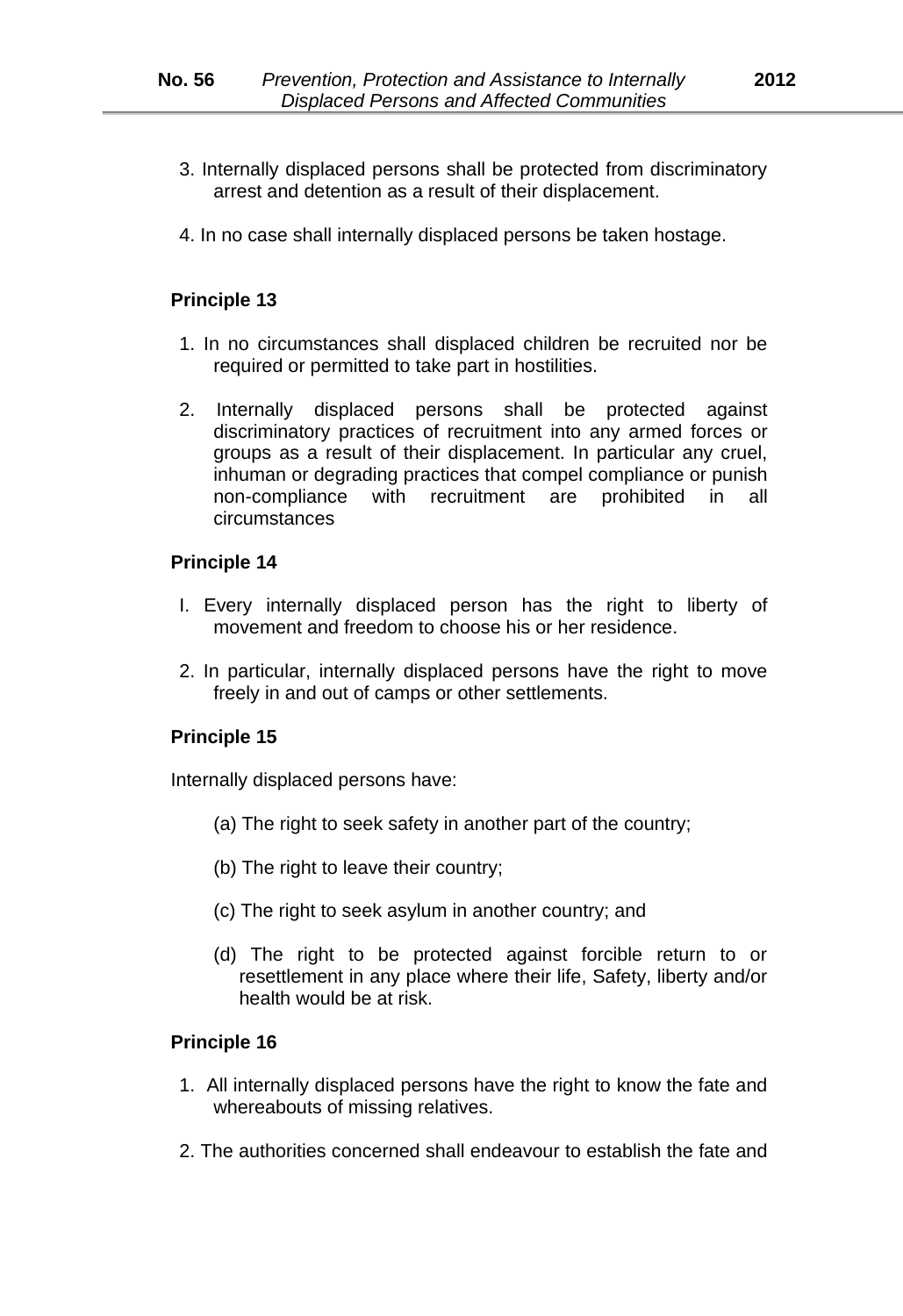3. Internally displaced persons shall be protected from discriminatory arrest and detention as a result of their displacement.

4. In no case shall internally displaced persons be taken hostage.

### Principle 13

1. In no circumstances shall displaced children be recruited nor be required or permitted to take part in hostilities.

2. Internally displaced persons shall be protected against discriminatory practices of recruitment into any armed forces or groups as a result of their displacement. In particular any cruel, inhuman or degrading practices that compel compliance or punish non-compliance with recruitment are prohibited in all circumstances

### Principle 14

I. Every internally displaced person has the right to liberty of movement and freedom to choose his or her residence.

2. In particular, internally displaced persons have the right to move freely in and out of camps or other settlements.

### Principle 15

Internally displaced persons have:

(a) The right to seek safety in another part of the country;

(b) The right to leave their country;

(c) The right to seek asylum in another country; and

(d) The right to be protected against forcible return to or resettlement in any place where their life, Safety, liberty and/or health would be at risk.

### Principle 16

1. All internally displaced persons have the right to know the fate and whereabouts of missing relatives.

2. The authorities concerned shall endeavour to establish the fate and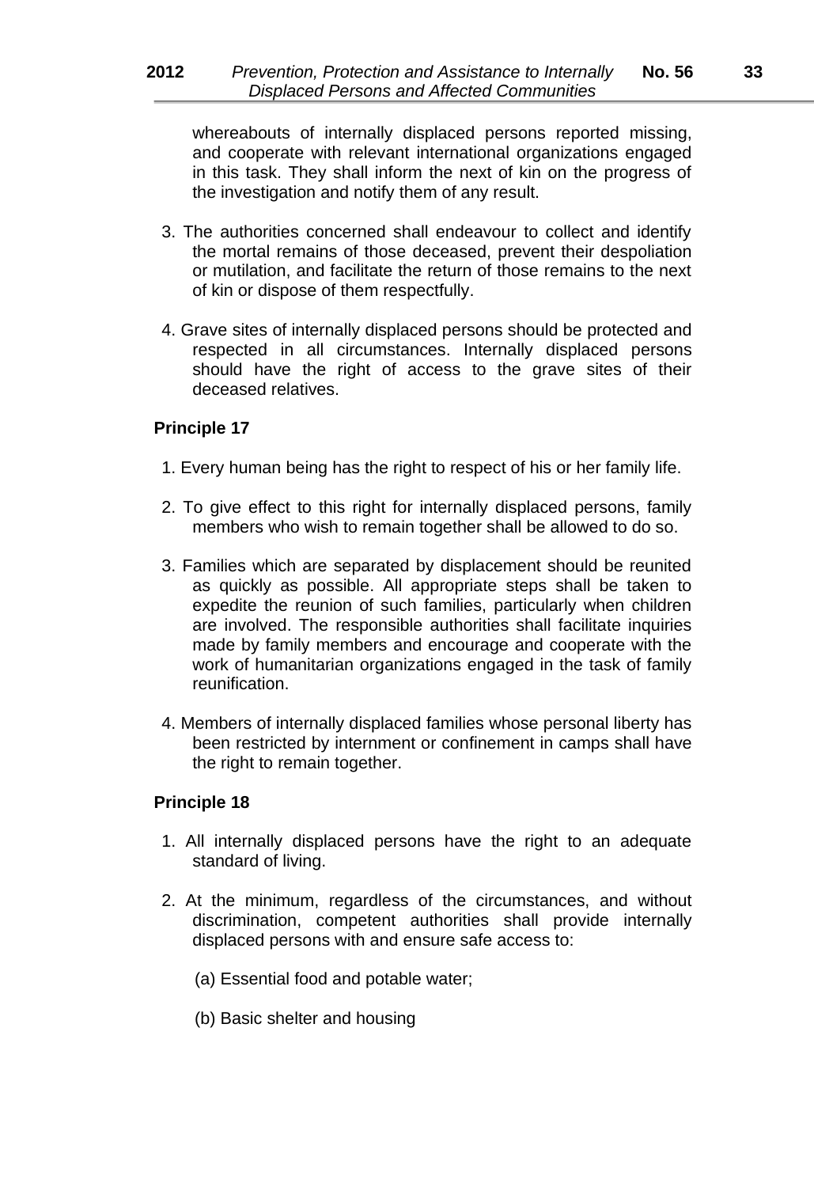whereabouts of internally displaced persons reported missing, and cooperate with relevant international organizations engaged in this task. They shall inform the next of kin on the progress of the investigation and notify them of any result.

3. The authorities concerned shall endeavour to collect and identify the mortal remains of those deceased, prevent their despoliation or mutilation, and facilitate the return of those remains to the next of kin or dispose of them respectfully.

4. Grave sites of internally displaced persons should be protected and respected in all circumstances. Internally displaced persons should have the right of access to the grave sites of their deceased relatives.

**Principle 17**

1. Every human being has the right to respect of his or her family life.

2. To give effect to this right for internally displaced persons, family members who wish to remain together shall be allowed to do so.

3. Families which are separated by displacement should be reunited as quickly as possible. All appropriate steps shall be taken to expedite the reunion of such families, particularly when children are involved. The responsible authorities shall facilitate inquiries made by family members and encourage and cooperate with the work of humanitarian organizations engaged in the task of family reunification.

4. Members of internally displaced families whose personal liberty has been restricted by internment or confinement in camps shall have the right to remain together.

**Principle 18**

1. All internally displaced persons have the right to an adequate standard of living.

2. At the minimum, regardless of the circumstances, and without discrimination, competent authorities shall provide internally displaced persons with and ensure safe access to:

   (a) Essential food and potable water;

   (b) Basic shelter and housing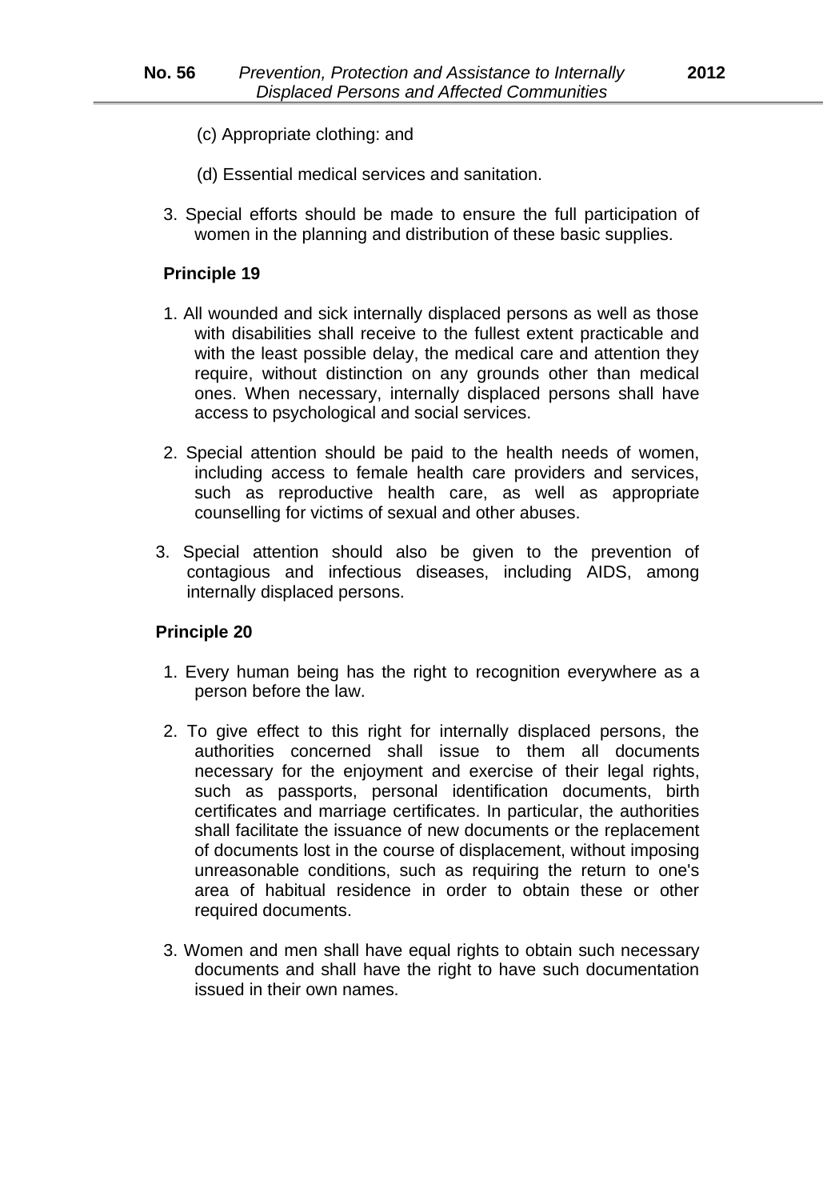(c) Appropriate clothing: and

(d) Essential medical services and sanitation.

3. Special efforts should be made to ensure the full participation of women in the planning and distribution of these basic supplies.

**Principle 19**

1. All wounded and sick internally displaced persons as well as those with disabilities shall receive to the fullest extent practicable and with the least possible delay, the medical care and attention they require, without distinction on any grounds other than medical ones. When necessary, internally displaced persons shall have access to psychological and social services.

2. Special attention should be paid to the health needs of women, including access to female health care providers and services, such as reproductive health care, as well as appropriate counselling for victims of sexual and other abuses.

3. Special attention should also be given to the prevention of contagious and infectious diseases, including AIDS, among internally displaced persons.

**Principle 20**

1. Every human being has the right to recognition everywhere as a person before the law.

2. To give effect to this right for internally displaced persons, the authorities concerned shall issue to them all documents necessary for the enjoyment and exercise of their legal rights, such as passports, personal identification documents, birth certificates and marriage certificates. In particular, the authorities shall facilitate the issuance of new documents or the replacement of documents lost in the course of displacement, without imposing unreasonable conditions, such as requiring the return to one's area of habitual residence in order to obtain these or other required documents.

3. Women and men shall have equal rights to obtain such necessary documents and shall have the right to have such documentation issued in their own names.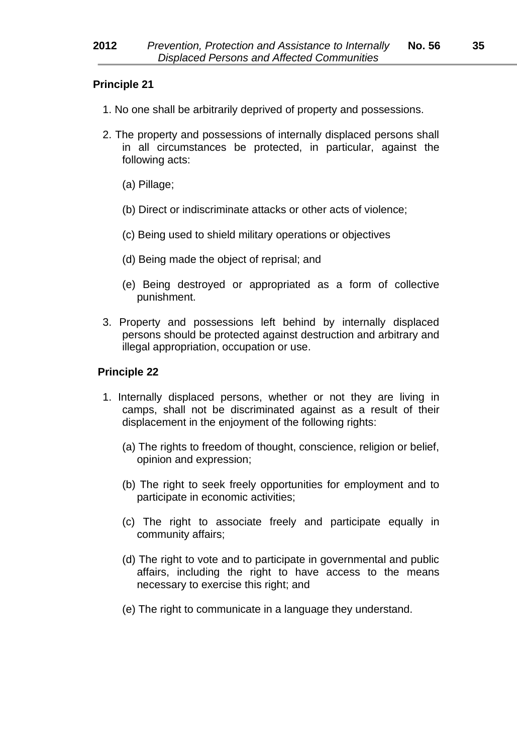**Principle 21**

1. No one shall be arbitrarily deprived of property and possessions.

2. The property and possessions of internally displaced persons shall in all circumstances be protected, in particular, against the following acts:

   (a) Pillage;

   (b) Direct or indiscriminate attacks or other acts of violence;

   (c) Being used to shield military operations or objectives

   (d) Being made the object of reprisal; and

   (e) Being destroyed or appropriated as a form of collective punishment.

3. Property and possessions left behind by internally displaced persons should be protected against destruction and arbitrary and illegal appropriation, occupation or use.

**Principle 22**

1. Internally displaced persons, whether or not they are living in camps, shall not be discriminated against as a result of their displacement in the enjoyment of the following rights:

   (a) The rights to freedom of thought, conscience, religion or belief, opinion and expression;

   (b) The right to seek freely opportunities for employment and to participate in economic activities;

   (c) The right to associate freely and participate equally in community affairs;

   (d) The right to vote and to participate in governmental and public affairs, including the right to have access to the means necessary to exercise this right; and

   (e) The right to communicate in a language they understand.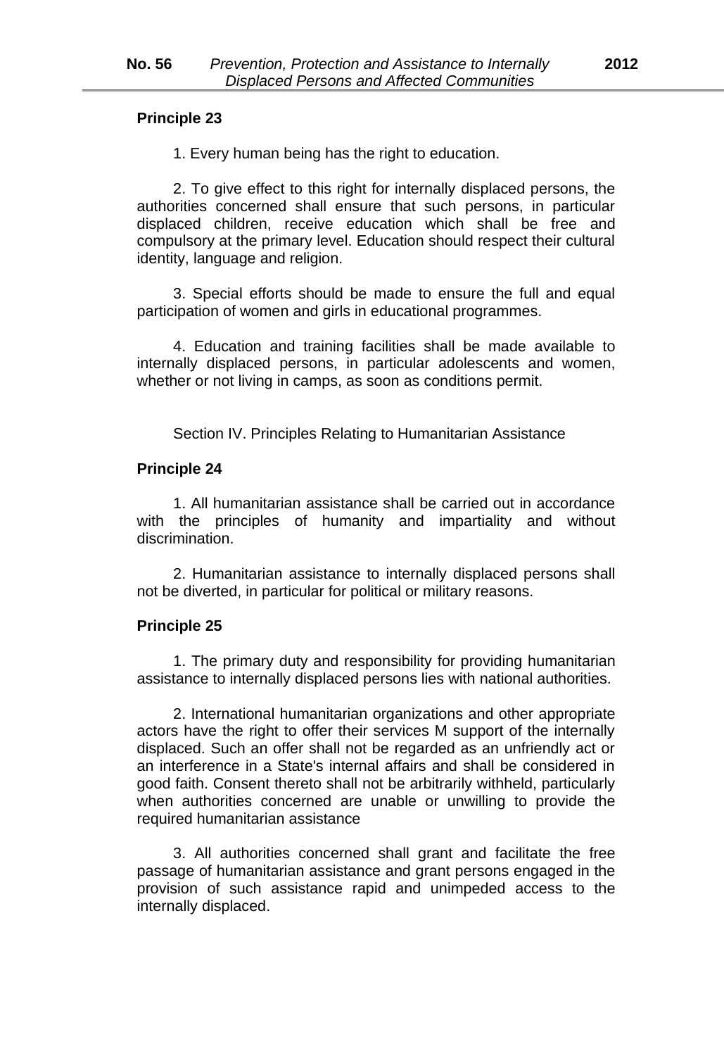**Principle 23**

1. Every human being has the right to education.

2. To give effect to this right for internally displaced persons, the authorities concerned shall ensure that such persons, in particular displaced children, receive education which shall be free and compulsory at the primary level. Education should respect their cultural identity, language and religion.

3. Special efforts should be made to ensure the full and equal participation of women and girls in educational programmes.

4. Education and training facilities shall be made available to internally displaced persons, in particular adolescents and women, whether or not living in camps, as soon as conditions permit.

Section IV. Principles Relating to Humanitarian Assistance

**Principle 24**

1. All humanitarian assistance shall be carried out in accordance with the principles of humanity and impartiality and without discrimination.

2. Humanitarian assistance to internally displaced persons shall not be diverted, in particular for political or military reasons.

**Principle 25**

1. The primary duty and responsibility for providing humanitarian assistance to internally displaced persons lies with national authorities.

2. International humanitarian organizations and other appropriate actors have the right to offer their services M support of the internally displaced. Such an offer shall not be regarded as an unfriendly act or an interference in a State's internal affairs and shall be considered in good faith. Consent thereto shall not be arbitrarily withheld, particularly when authorities concerned are unable or unwilling to provide the required humanitarian assistance

3. All authorities concerned shall grant and facilitate the free passage of humanitarian assistance and grant persons engaged in the provision of such assistance rapid and unimpeded access to the internally displaced.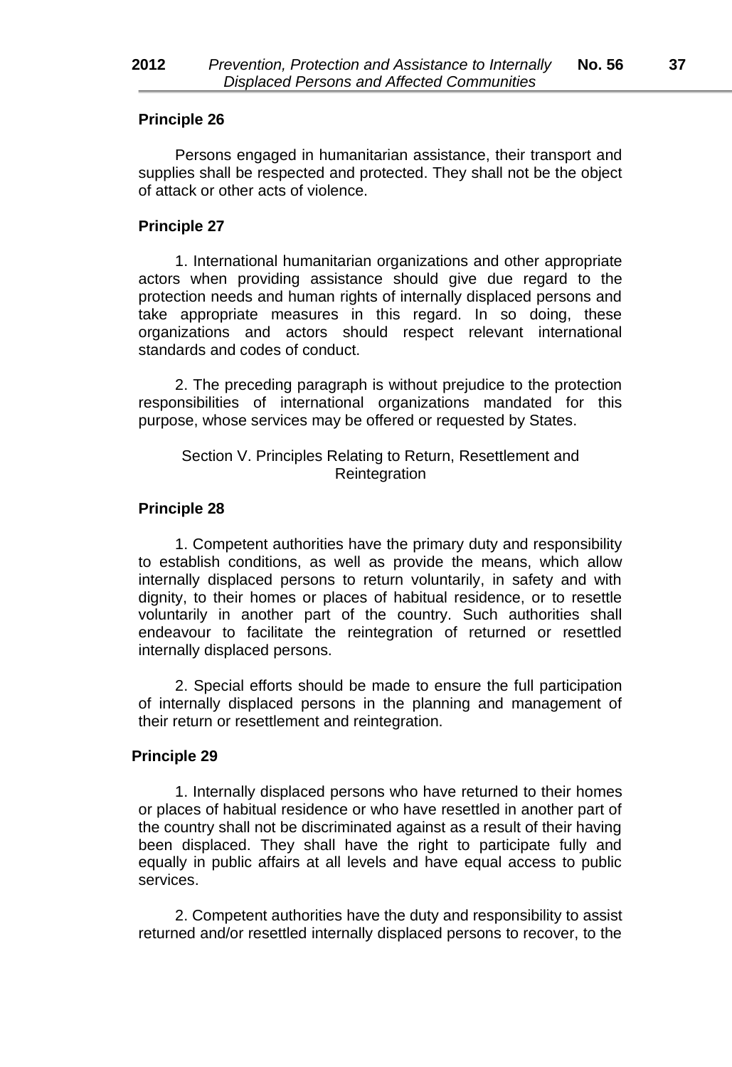**Principle 26**

Persons engaged in humanitarian assistance, their transport and supplies shall be respected and protected. They shall not be the object of attack or other acts of violence.

**Principle 27**

1. International humanitarian organizations and other appropriate actors when providing assistance should give due regard to the protection needs and human rights of internally displaced persons and take appropriate measures in this regard. In so doing, these organizations and actors should respect relevant international standards and codes of conduct.

2. The preceding paragraph is without prejudice to the protection responsibilities of international organizations mandated for this purpose, whose services may be offered or requested by States.

Section V. Principles Relating to Return, Resettlement and Reintegration

**Principle 28**

1. Competent authorities have the primary duty and responsibility to establish conditions, as well as provide the means, which allow internally displaced persons to return voluntarily, in safety and with dignity, to their homes or places of habitual residence, or to resettle voluntarily in another part of the country. Such authorities shall endeavour to facilitate the reintegration of returned or resettled internally displaced persons.

2. Special efforts should be made to ensure the full participation of internally displaced persons in the planning and management of their return or resettlement and reintegration.

**Principle 29**

1. Internally displaced persons who have returned to their homes or places of habitual residence or who have resettled in another part of the country shall not be discriminated against as a result of their having been displaced. They shall have the right to participate fully and equally in public affairs at all levels and have equal access to public services.

2. Competent authorities have the duty and responsibility to assist returned and/or resettled internally displaced persons to recover, to the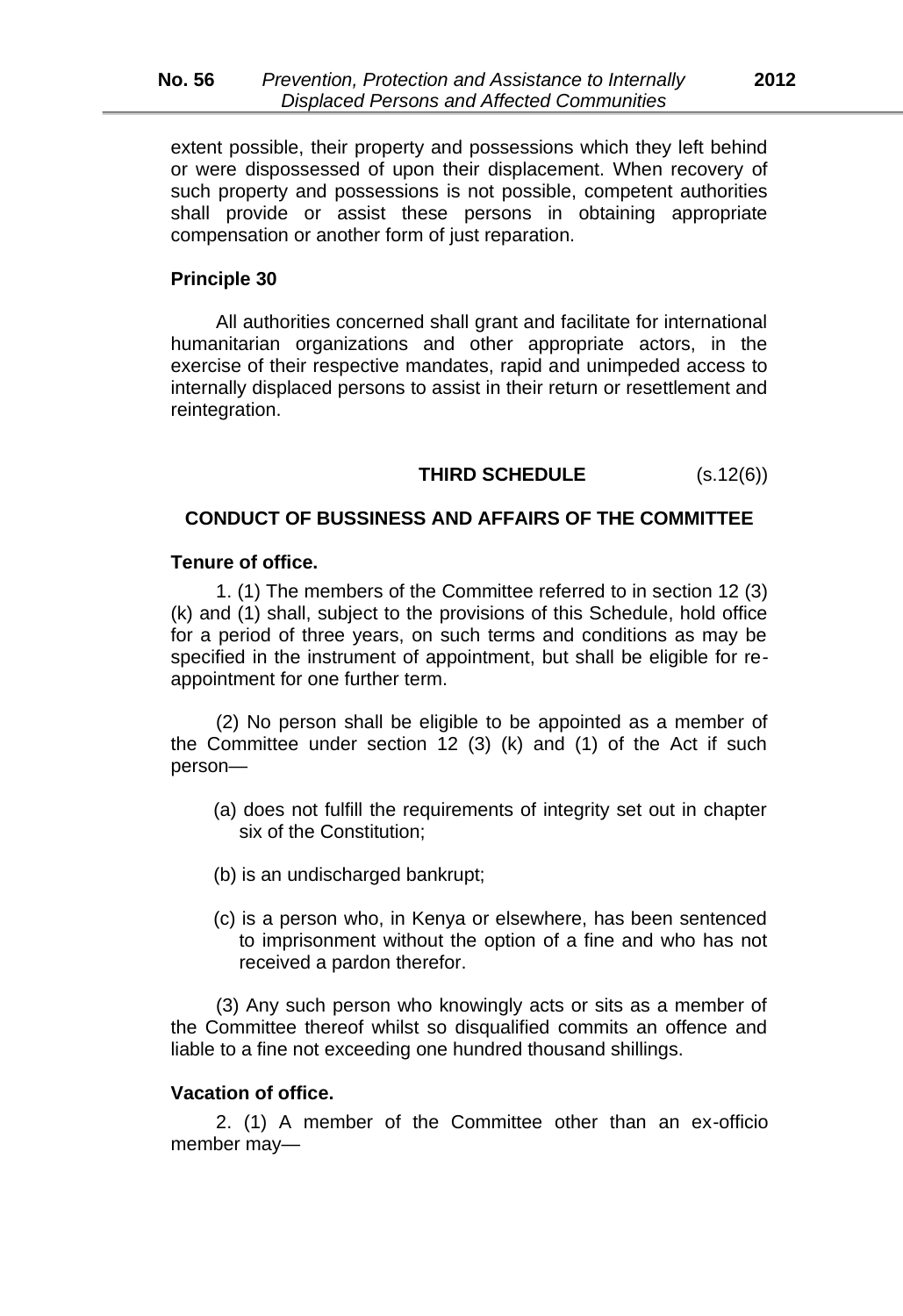extent possible, their property and possessions which they left behind or were dispossessed of upon their displacement. When recovery of such property and possessions is not possible, competent authorities shall provide or assist these persons in obtaining appropriate compensation or another form of just reparation.

**Principle 30**

All authorities concerned shall grant and facilitate for international humanitarian organizations and other appropriate actors, in the exercise of their respective mandates, rapid and unimpeded access to internally displaced persons to assist in their return or resettlement and reintegration.

## THIRD SCHEDULE (s.12(6))

## CONDUCT OF BUSSINESS AND AFFAIRS OF THE COMMITTEE

**Tenure of office.**

1. (1) The members of the Committee referred to in section 12 (3) (k) and (1) shall, subject to the provisions of this Schedule, hold office for a period of three years, on such terms and conditions as may be specified in the instrument of appointment, but shall be eligible for re-appointment for one further term.

(2) No person shall be eligible to be appointed as a member of the Committee under section 12 (3) (k) and (1) of the Act if such person—

(a) does not fulfill the requirements of integrity set out in chapter six of the Constitution;

(b) is an undischarged bankrupt;

(c) is a person who, in Kenya or elsewhere, has been sentenced to imprisonment without the option of a fine and who has not received a pardon therefor.

(3) Any such person who knowingly acts or sits as a member of the Committee thereof whilst so disqualified commits an offence and liable to a fine not exceeding one hundred thousand shillings.

**Vacation of office.**

2. (1) A member of the Committee other than an ex-officio member may—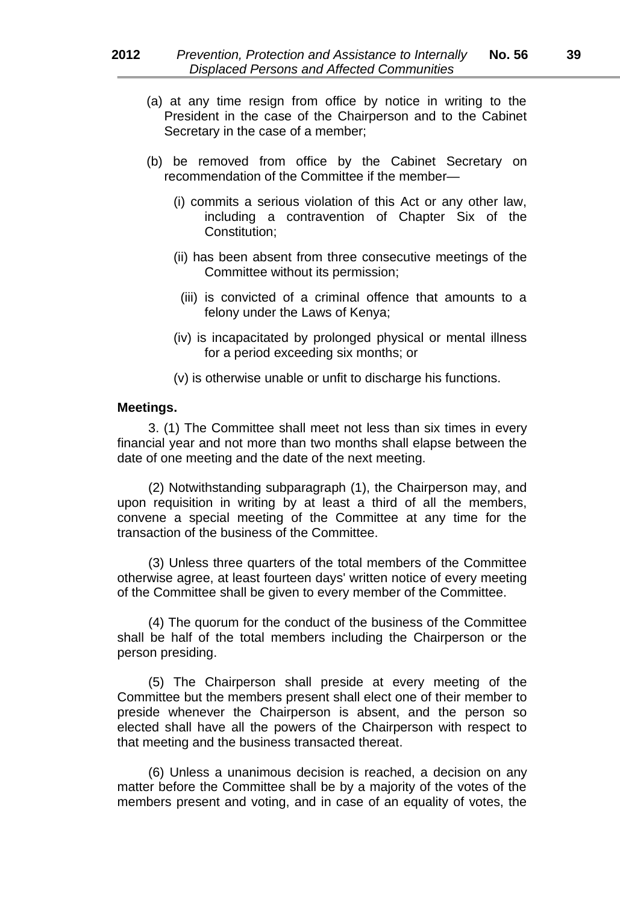(a) at any time resign from office by notice in writing to the President in the case of the Chairperson and to the Cabinet Secretary in the case of a member;

(b) be removed from office by the Cabinet Secretary on recommendation of the Committee if the member—

(i) commits a serious violation of this Act or any other law, including a contravention of Chapter Six of the Constitution;

(ii) has been absent from three consecutive meetings of the Committee without its permission;

(iii) is convicted of a criminal offence that amounts to a felony under the Laws of Kenya;

(iv) is incapacitated by prolonged physical or mental illness for a period exceeding six months; or

(v) is otherwise unable or unfit to discharge his functions.

**Meetings.**

3. (1) The Committee shall meet not less than six times in every financial year and not more than two months shall elapse between the date of one meeting and the date of the next meeting.

(2) Notwithstanding subparagraph (1), the Chairperson may, and upon requisition in writing by at least a third of all the members, convene a special meeting of the Committee at any time for the transaction of the business of the Committee.

(3) Unless three quarters of the total members of the Committee otherwise agree, at least fourteen days' written notice of every meeting of the Committee shall be given to every member of the Committee.

(4) The quorum for the conduct of the business of the Committee shall be half of the total members including the Chairperson or the person presiding.

(5) The Chairperson shall preside at every meeting of the Committee but the members present shall elect one of their member to preside whenever the Chairperson is absent, and the person so elected shall have all the powers of the Chairperson with respect to that meeting and the business transacted thereat.

(6) Unless a unanimous decision is reached, a decision on any matter before the Committee shall be by a majority of the votes of the members present and voting, and in case of an equality of votes, the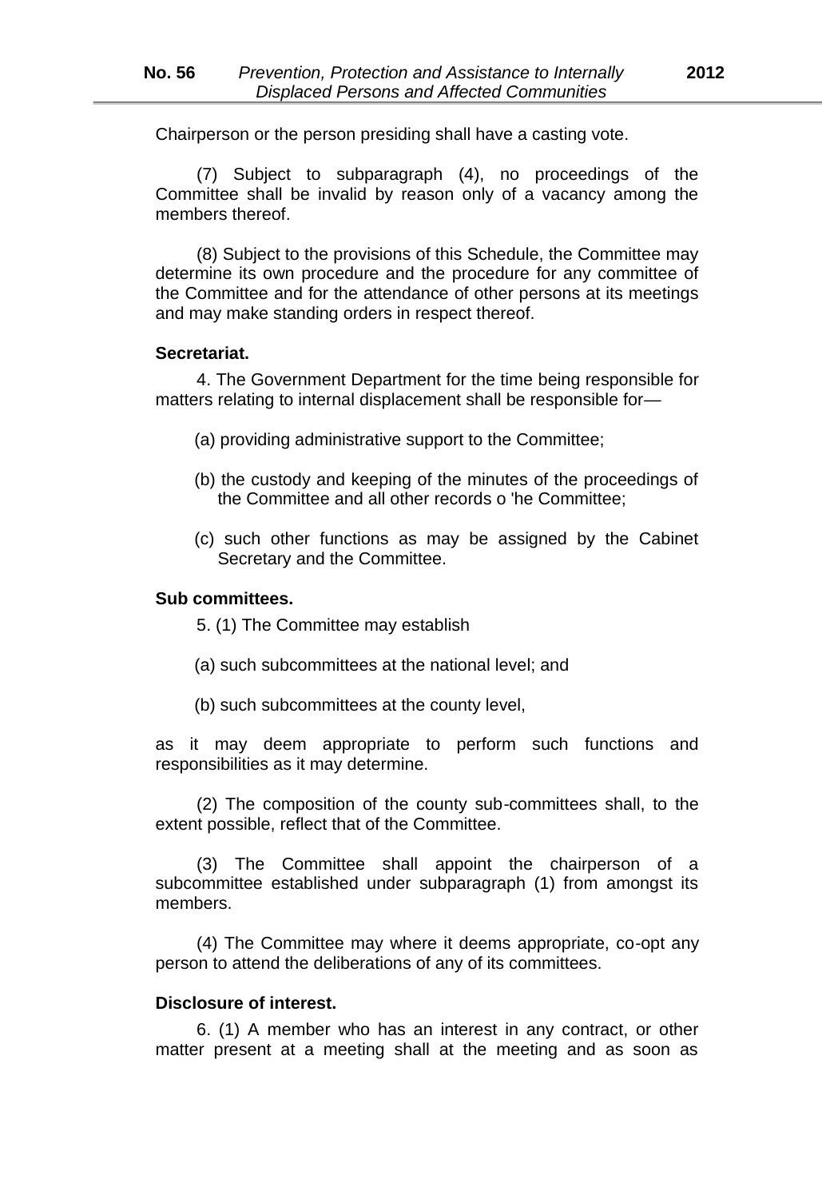Chairperson or the person presiding shall have a casting vote.

(7) Subject to subparagraph (4), no proceedings of the Committee shall be invalid by reason only of a vacancy among the members thereof.

(8) Subject to the provisions of this Schedule, the Committee may determine its own procedure and the procedure for any committee of the Committee and for the attendance of other persons at its meetings and may make standing orders in respect thereof.

**Secretariat.**

4. The Government Department for the time being responsible for matters relating to internal displacement shall be responsible for—

(a) providing administrative support to the Committee;

(b) the custody and keeping of the minutes of the proceedings of the Committee and all other records o 'he Committee;

(c) such other functions as may be assigned by the Cabinet Secretary and the Committee.

**Sub committees.**

5. (1) The Committee may establish

(a) such subcommittees at the national level; and

(b) such subcommittees at the county level,

as it may deem appropriate to perform such functions and responsibilities as it may determine.

(2) The composition of the county sub-committees shall, to the extent possible, reflect that of the Committee.

(3) The Committee shall appoint the chairperson of a subcommittee established under subparagraph (1) from amongst its members.

(4) The Committee may where it deems appropriate, co-opt any person to attend the deliberations of any of its committees.

**Disclosure of interest.**

6. (1) A member who has an interest in any contract, or other matter present at a meeting shall at the meeting and as soon as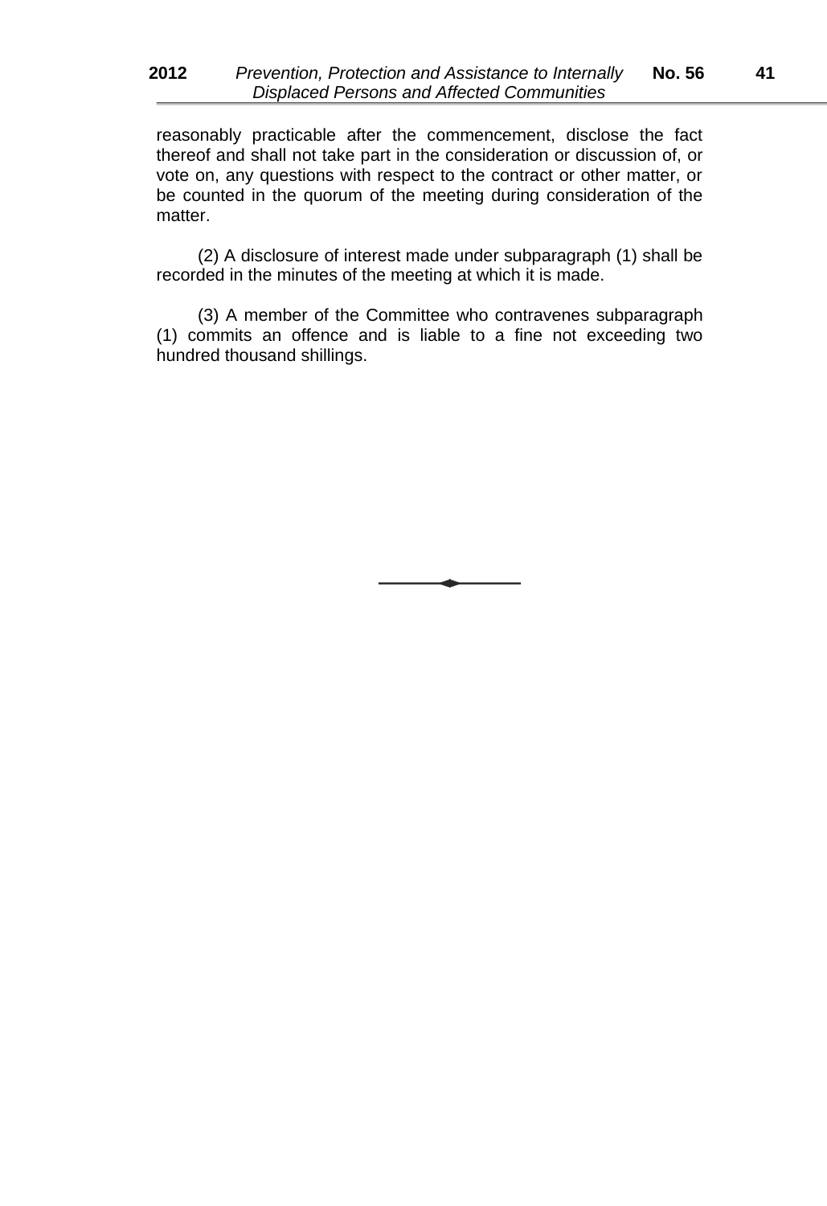reasonably practicable after the commencement, disclose the fact thereof and shall not take part in the consideration or discussion of, or vote on, any questions with respect to the contract or other matter, or be counted in the quorum of the meeting during consideration of the matter.

(2) A disclosure of interest made under subparagraph (1) shall be recorded in the minutes of the meeting at which it is made.

(3) A member of the Committee who contravenes subparagraph (1) commits an offence and is liable to a fine not exceeding two hundred thousand shillings.